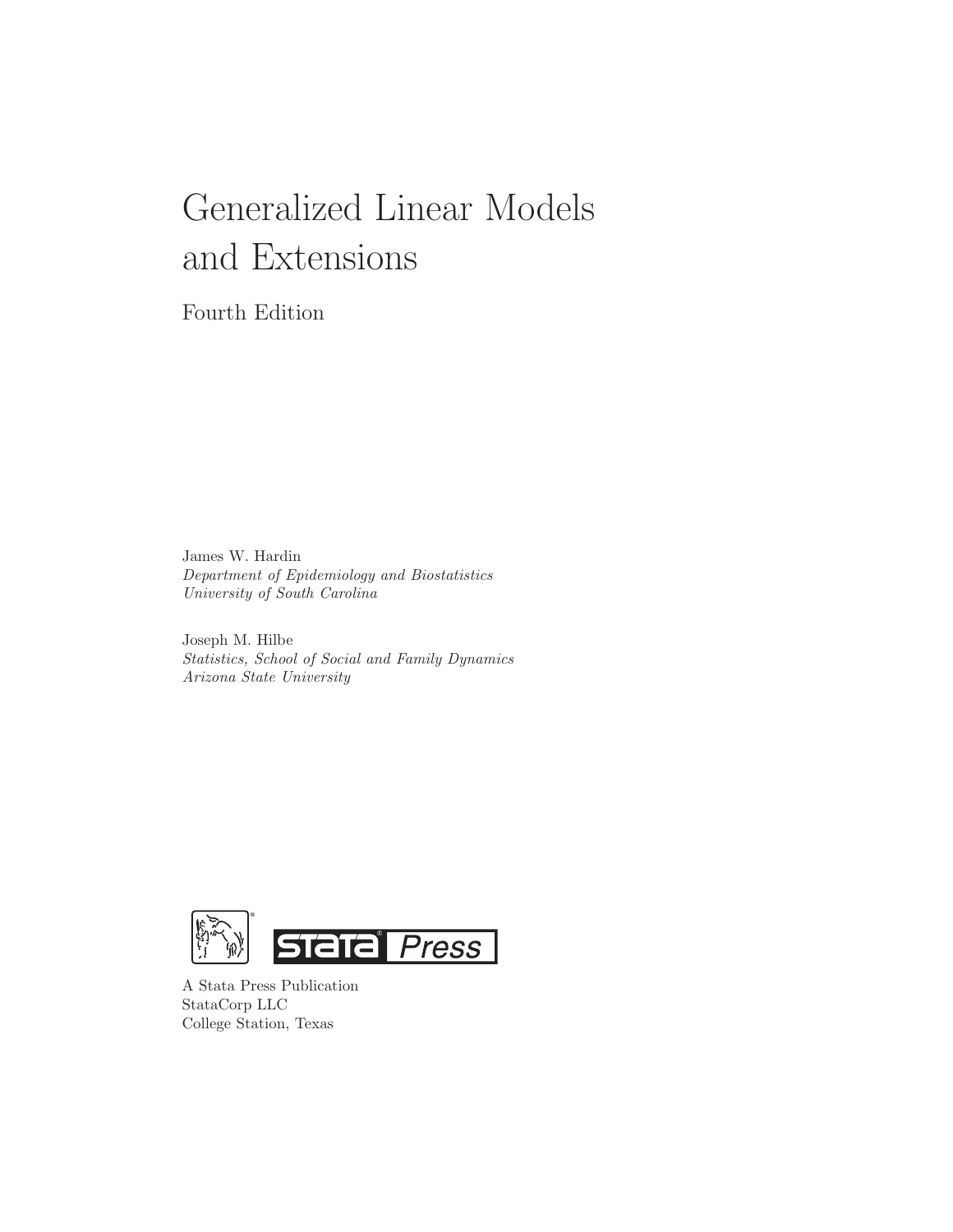# Generalized Linear Models and Extensions

Fourth Edition

James W. Hardin
*Department of Epidemiology and Biostatistics*
*University of South Carolina*

Joseph M. Hilbe
*Statistics, School of Social and Family Dynamics*
*Arizona State University*

Stata Press

A Stata Press Publication
StataCorp LLC
College Station, Texas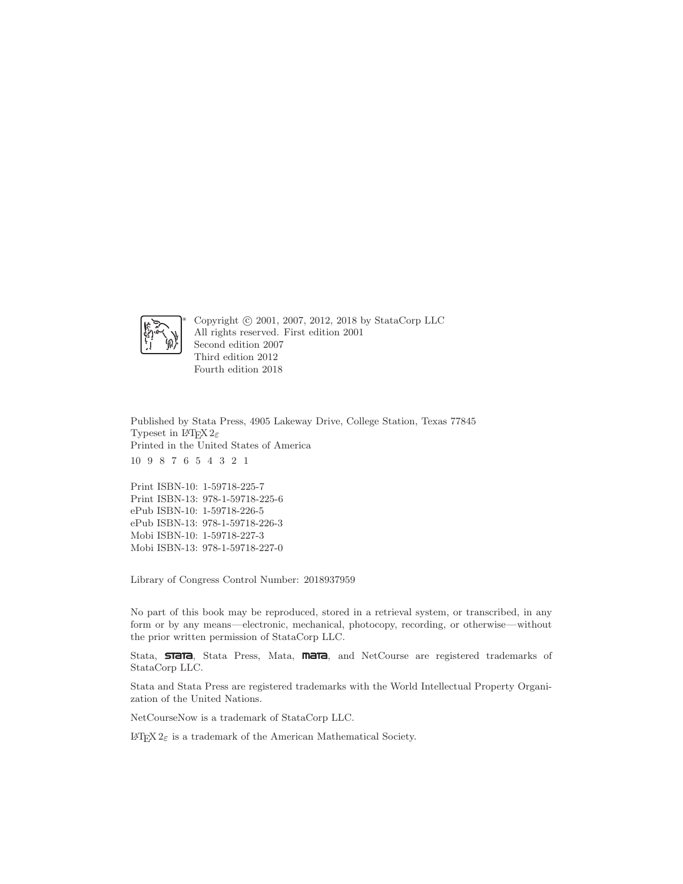Copyright © 2001, 2007, 2012, 2018 by StataCorp LLC
All rights reserved. First edition 2001
Second edition 2007
Third edition 2012
Fourth edition 2018

Published by Stata Press, 4905 Lakeway Drive, College Station, Texas 77845
Typeset in LaTeX $2_\varepsilon$
Printed in the United States of America

10 9 8 7 6 5 4 3 2 1

Print ISBN-10: 1-59718-225-7
Print ISBN-13: 978-1-59718-225-6
ePub ISBN-10: 1-59718-226-5
ePub ISBN-13: 978-1-59718-226-3
Mobi ISBN-10: 1-59718-227-3
Mobi ISBN-13: 978-1-59718-227-0

Library of Congress Control Number: 2018937959

No part of this book may be reproduced, stored in a retrieval system, or transcribed, in any form or by any means—electronic, mechanical, photocopy, recording, or otherwise—without the prior written permission of StataCorp LLC.

Stata, **STATA**, Stata Press, Mata, **MATA**, and NetCourse are registered trademarks of StataCorp LLC.

Stata and Stata Press are registered trademarks with the World Intellectual Property Organization of the United Nations.

NetCourseNow is a trademark of StataCorp LLC.

LaTeX $2_\varepsilon$ is a trademark of the American Mathematical Society.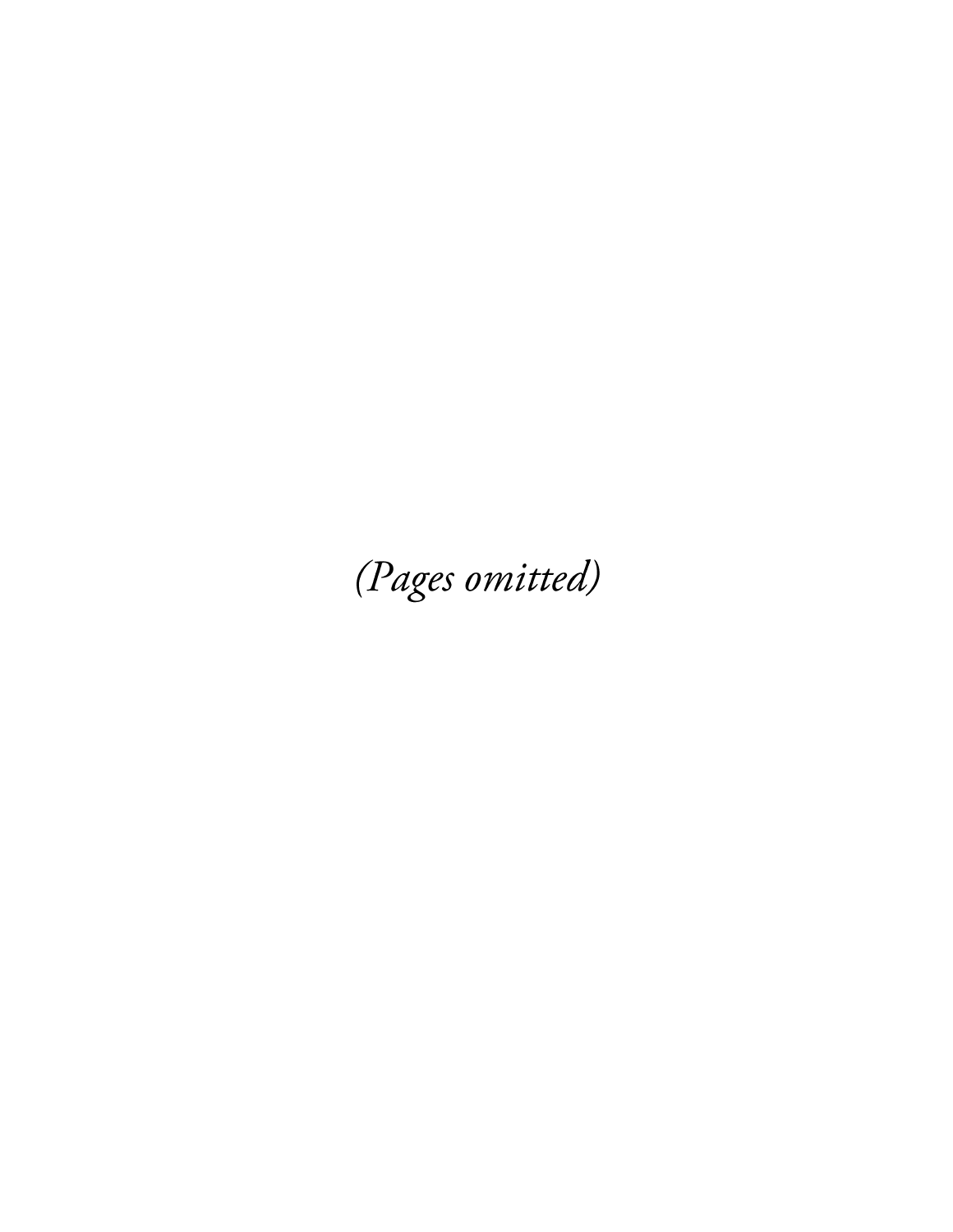*(Pages omitted)*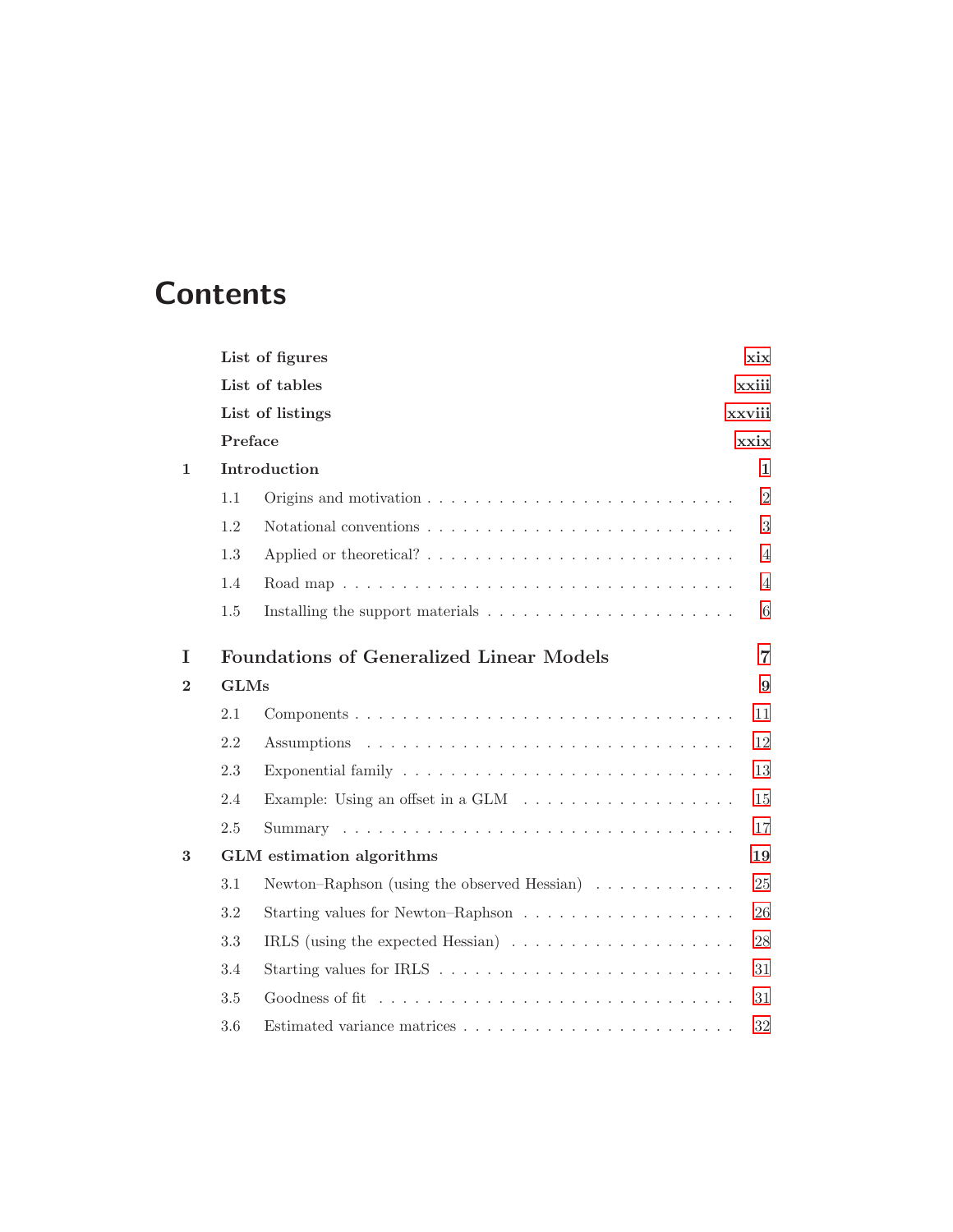# Contents

| | | |
|---|---|---|
| | **List of figures** | **xix** |
| | **List of tables** | **xxiii** |
| | **List of listings** | **xxviii** |
| | **Preface** | **xxix** |
| **1** | **Introduction** | **1** |
| | 1.1 Origins and motivation | 2 |
| | 1.2 Notational conventions | 3 |
| | 1.3 Applied or theoretical? | 4 |
| | 1.4 Road map | 4 |
| | 1.5 Installing the support materials | 6 |
| **I** | **Foundations of Generalized Linear Models** | **7** |
| **2** | **GLMs** | **9** |
| | 2.1 Components | 11 |
| | 2.2 Assumptions | 12 |
| | 2.3 Exponential family | 13 |
| | 2.4 Example: Using an offset in a GLM | 15 |
| | 2.5 Summary | 17 |
| **3** | **GLM estimation algorithms** | **19** |
| | 3.1 Newton–Raphson (using the observed Hessian) | 25 |
| | 3.2 Starting values for Newton–Raphson | 26 |
| | 3.3 IRLS (using the expected Hessian) | 28 |
| | 3.4 Starting values for IRLS | 31 |
| | 3.5 Goodness of fit | 31 |
| | 3.6 Estimated variance matrices | 32 |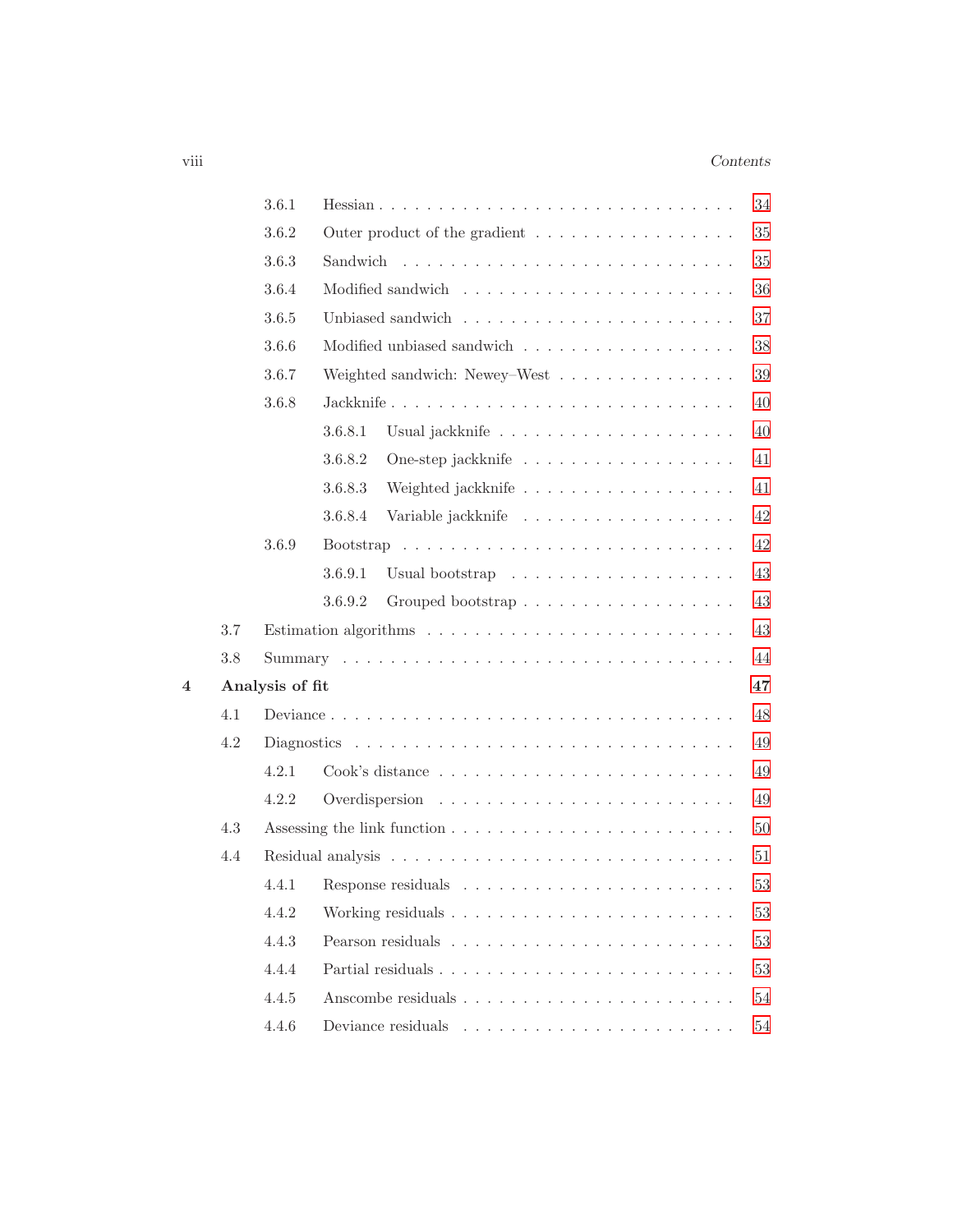| | | |
|---|---|---|
| 3.6.1 | Hessian | 34 |
| 3.6.2 | Outer product of the gradient | 35 |
| 3.6.3 | Sandwich | 35 |
| 3.6.4 | Modified sandwich | 36 |
| 3.6.5 | Unbiased sandwich | 37 |
| 3.6.6 | Modified unbiased sandwich | 38 |
| 3.6.7 | Weighted sandwich: Newey–West | 39 |
| 3.6.8 | Jackknife | 40 |
| 3.6.8.1 | Usual jackknife | 40 |
| 3.6.8.2 | One-step jackknife | 41 |
| 3.6.8.3 | Weighted jackknife | 41 |
| 3.6.8.4 | Variable jackknife | 42 |
| 3.6.9 | Bootstrap | 42 |
| 3.6.9.1 | Usual bootstrap | 43 |
| 3.6.9.2 | Grouped bootstrap | 43 |
| 3.7 | Estimation algorithms | 43 |
| 3.8 | Summary | 44 |
| **4** | **Analysis of fit** | **47** |
| 4.1 | Deviance | 48 |
| 4.2 | Diagnostics | 49 |
| 4.2.1 | Cook's distance | 49 |
| 4.2.2 | Overdispersion | 49 |
| 4.3 | Assessing the link function | 50 |
| 4.4 | Residual analysis | 51 |
| 4.4.1 | Response residuals | 53 |
| 4.4.2 | Working residuals | 53 |
| 4.4.3 | Pearson residuals | 53 |
| 4.4.4 | Partial residuals | 53 |
| 4.4.5 | Anscombe residuals | 54 |
| 4.4.6 | Deviance residuals | 54 |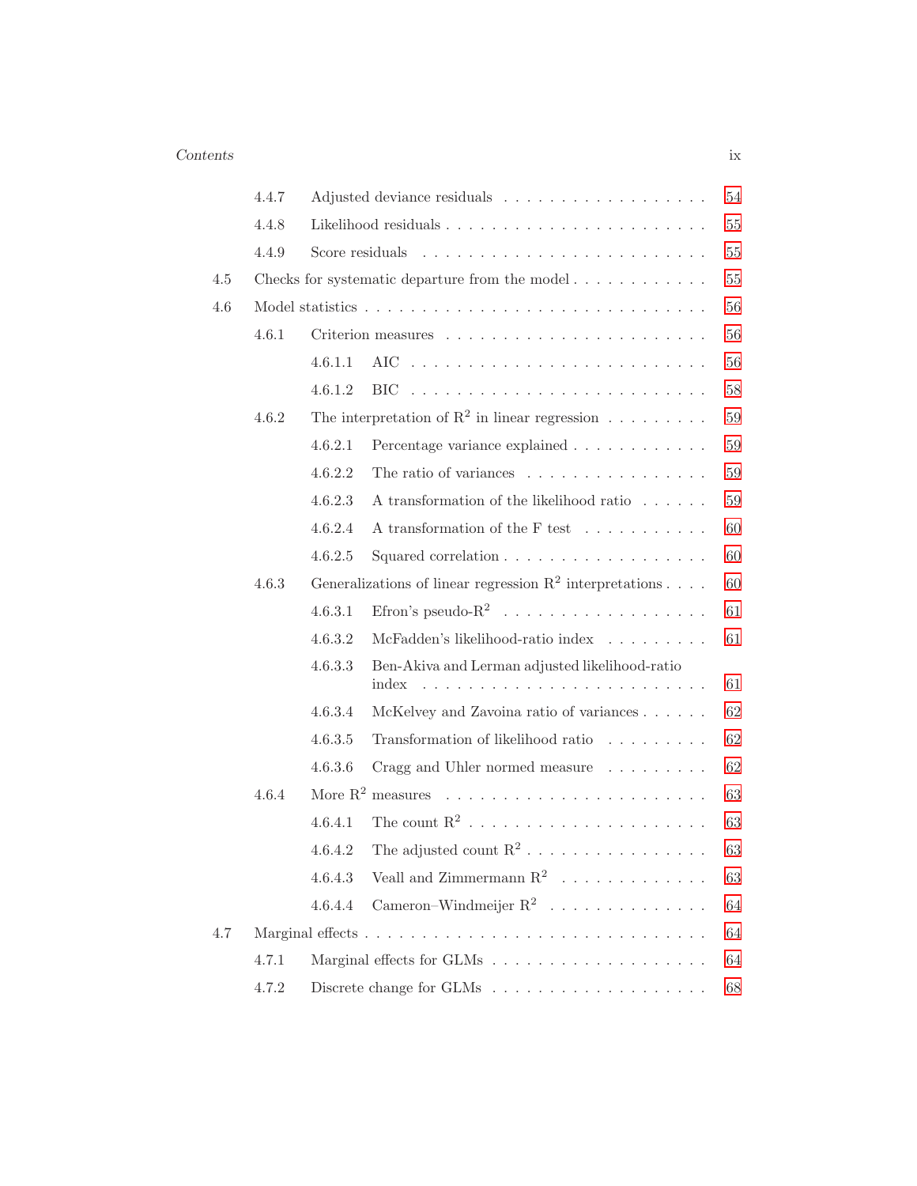- 4.4.7 Adjusted deviance residuals . . . . . 54
- 4.4.8 Likelihood residuals . . . . . 55
- 4.4.9 Score residuals . . . . . 55

4.5 Checks for systematic departure from the model . . . . . 55

4.6 Model statistics . . . . . 56

- 4.6.1 Criterion measures . . . . . 56
  - 4.6.1.1 AIC . . . . . 56
  - 4.6.1.2 BIC . . . . . 58
- 4.6.2 The interpretation of $R^2$ in linear regression . . . . . 59
  - 4.6.2.1 Percentage variance explained . . . . . 59
  - 4.6.2.2 The ratio of variances . . . . . 59
  - 4.6.2.3 A transformation of the likelihood ratio . . . . . 59
  - 4.6.2.4 A transformation of the F test . . . . . 60
  - 4.6.2.5 Squared correlation . . . . . 60
- 4.6.3 Generalizations of linear regression $R^2$ interpretations . . . . . 60
  - 4.6.3.1 Efron's pseudo-$R^2$ . . . . . 61
  - 4.6.3.2 McFadden's likelihood-ratio index . . . . . 61
  - 4.6.3.3 Ben-Akiva and Lerman adjusted likelihood-ratio index . . . . . 61
  - 4.6.3.4 McKelvey and Zavoina ratio of variances . . . . . 62
  - 4.6.3.5 Transformation of likelihood ratio . . . . . 62
  - 4.6.3.6 Cragg and Uhler normed measure . . . . . 62
- 4.6.4 More $R^2$ measures . . . . . 63
  - 4.6.4.1 The count $R^2$ . . . . . 63
  - 4.6.4.2 The adjusted count $R^2$ . . . . . 63
  - 4.6.4.3 Veall and Zimmermann $R^2$ . . . . . 63
  - 4.6.4.4 Cameron–Windmeijer $R^2$ . . . . . 64

4.7 Marginal effects . . . . . 64

- 4.7.1 Marginal effects for GLMs . . . . . 64
- 4.7.2 Discrete change for GLMs . . . . . 68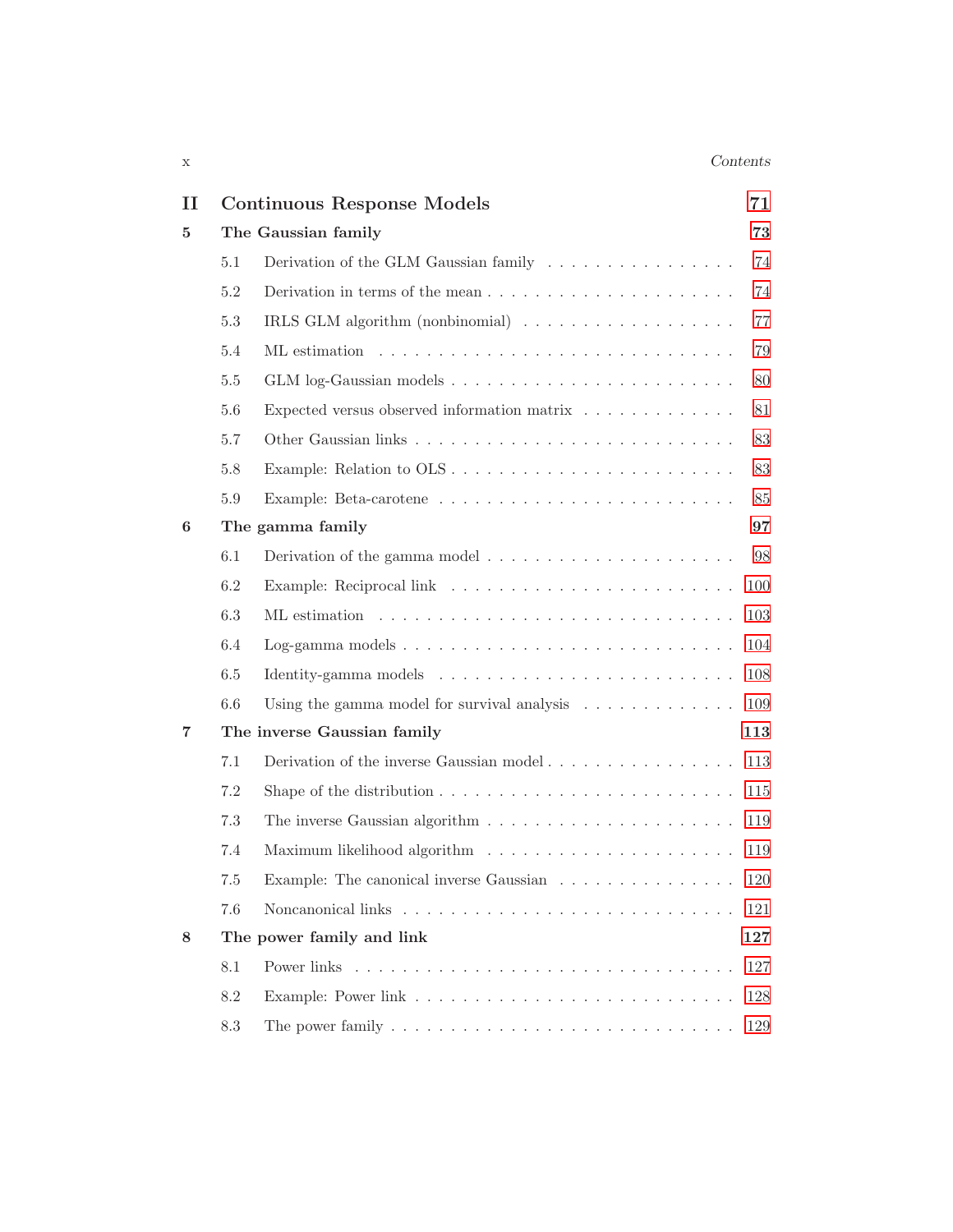| | | |
|---|---|---|
| **II** | **Continuous Response Models** | **71** |
| **5** | **The Gaussian family** | **73** |
| 5.1 | Derivation of the GLM Gaussian family | 74 |
| 5.2 | Derivation in terms of the mean | 74 |
| 5.3 | IRLS GLM algorithm (nonbinomial) | 77 |
| 5.4 | ML estimation | 79 |
| 5.5 | GLM log-Gaussian models | 80 |
| 5.6 | Expected versus observed information matrix | 81 |
| 5.7 | Other Gaussian links | 83 |
| 5.8 | Example: Relation to OLS | 83 |
| 5.9 | Example: Beta-carotene | 85 |
| **6** | **The gamma family** | **97** |
| 6.1 | Derivation of the gamma model | 98 |
| 6.2 | Example: Reciprocal link | 100 |
| 6.3 | ML estimation | 103 |
| 6.4 | Log-gamma models | 104 |
| 6.5 | Identity-gamma models | 108 |
| 6.6 | Using the gamma model for survival analysis | 109 |
| **7** | **The inverse Gaussian family** | **113** |
| 7.1 | Derivation of the inverse Gaussian model | 113 |
| 7.2 | Shape of the distribution | 115 |
| 7.3 | The inverse Gaussian algorithm | 119 |
| 7.4 | Maximum likelihood algorithm | 119 |
| 7.5 | Example: The canonical inverse Gaussian | 120 |
| 7.6 | Noncanonical links | 121 |
| **8** | **The power family and link** | **127** |
| 8.1 | Power links | 127 |
| 8.2 | Example: Power link | 128 |
| 8.3 | The power family | 129 |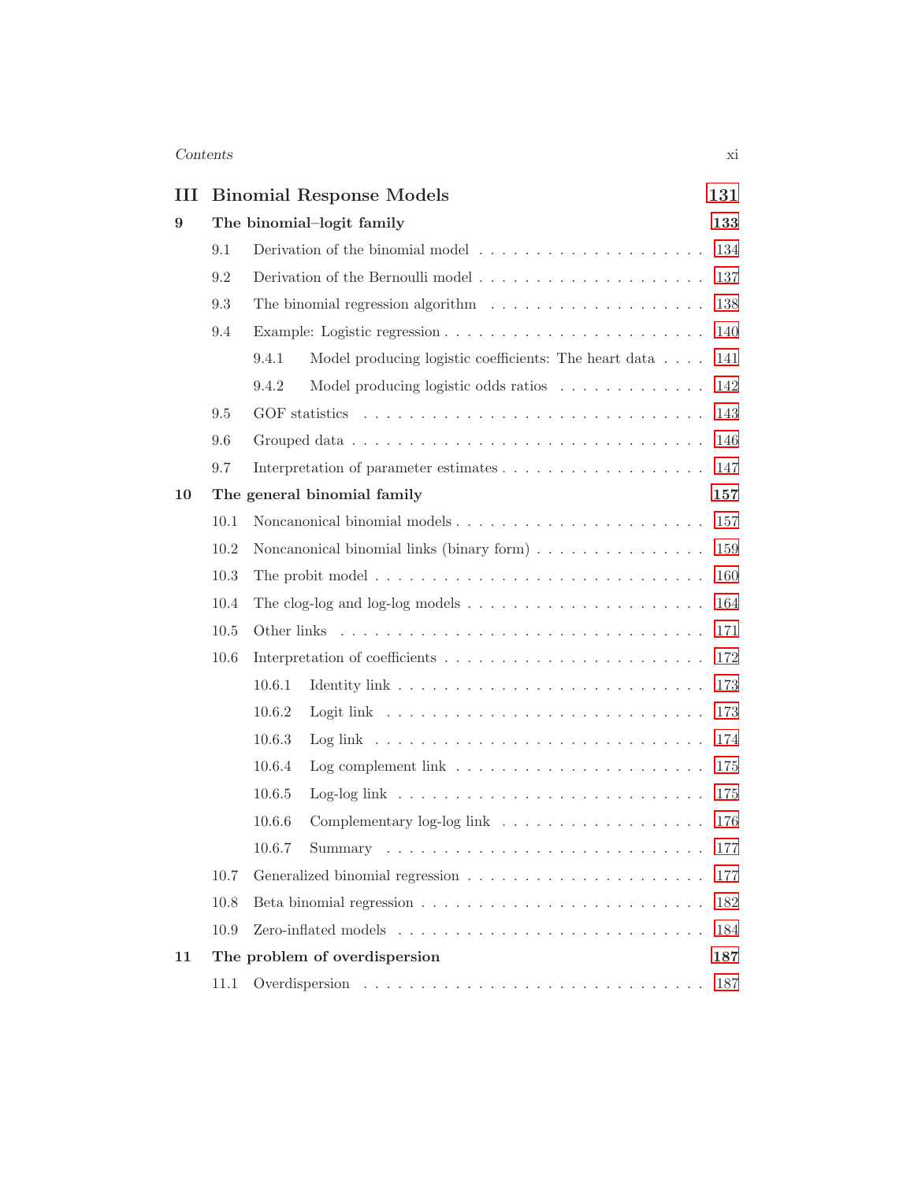| | | |
|---|---|---|
| **III** | **Binomial Response Models** | **131** |
| **9** | **The binomial–logit family** | **133** |
| 9.1 | Derivation of the binomial model | 134 |
| 9.2 | Derivation of the Bernoulli model | 137 |
| 9.3 | The binomial regression algorithm | 138 |
| 9.4 | Example: Logistic regression | 140 |
| 9.4.1 | Model producing logistic coefficients: The heart data | 141 |
| 9.4.2 | Model producing logistic odds ratios | 142 |
| 9.5 | GOF statistics | 143 |
| 9.6 | Grouped data | 146 |
| 9.7 | Interpretation of parameter estimates | 147 |
| **10** | **The general binomial family** | **157** |
| 10.1 | Noncanonical binomial models | 157 |
| 10.2 | Noncanonical binomial links (binary form) | 159 |
| 10.3 | The probit model | 160 |
| 10.4 | The clog-log and log-log models | 164 |
| 10.5 | Other links | 171 |
| 10.6 | Interpretation of coefficients | 172 |
| 10.6.1 | Identity link | 173 |
| 10.6.2 | Logit link | 173 |
| 10.6.3 | Log link | 174 |
| 10.6.4 | Log complement link | 175 |
| 10.6.5 | Log-log link | 175 |
| 10.6.6 | Complementary log-log link | 176 |
| 10.6.7 | Summary | 177 |
| 10.7 | Generalized binomial regression | 177 |
| 10.8 | Beta binomial regression | 182 |
| 10.9 | Zero-inflated models | 184 |
| **11** | **The problem of overdispersion** | **187** |
| 11.1 | Overdispersion | 187 |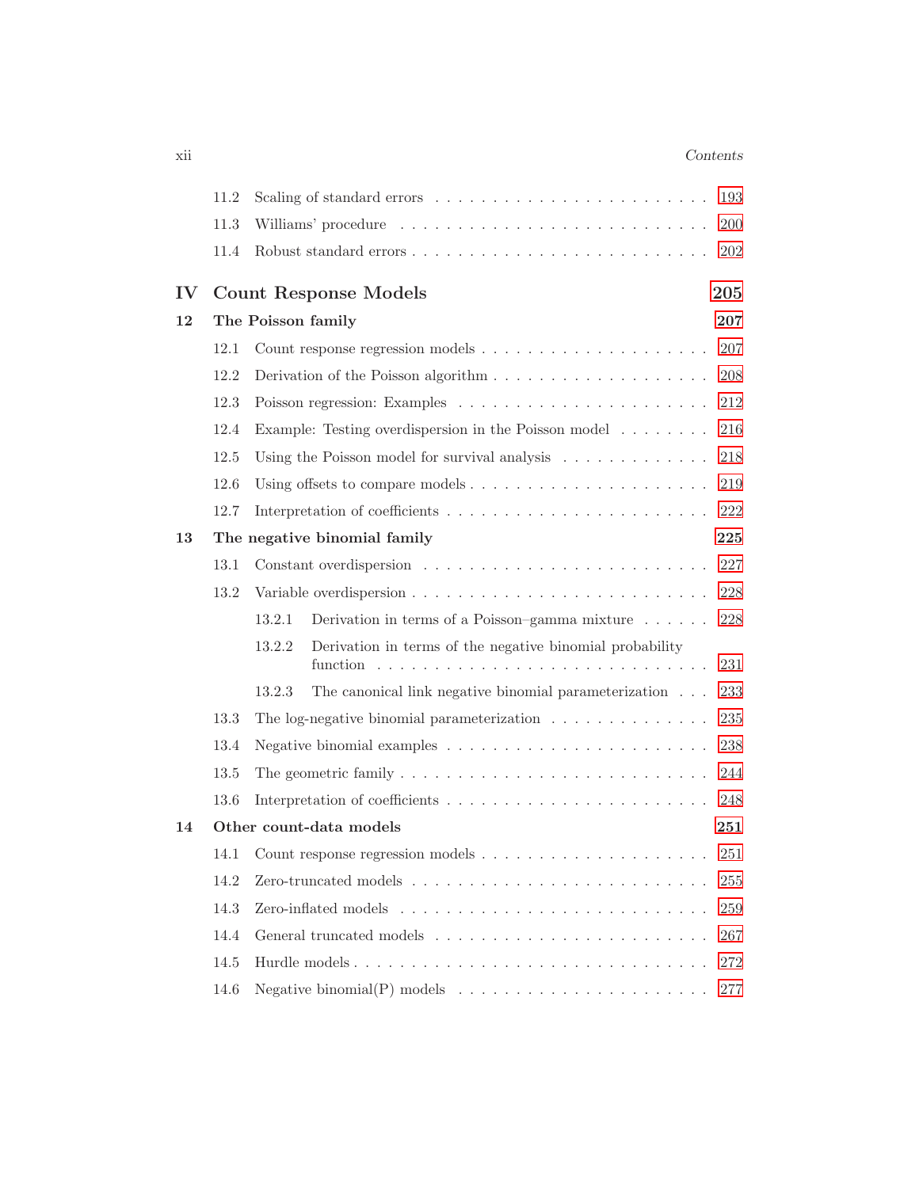11.2 Scaling of standard errors . . . . . . . . . . . . . . . . . . . . . . . . . 193
11.3 Williams' procedure . . . . . . . . . . . . . . . . . . . . . . . . . . . 200
11.4 Robust standard errors . . . . . . . . . . . . . . . . . . . . . . . . . 202

**IV Count Response Models** **205**

**12 The Poisson family** **207**

12.1 Count response regression models . . . . . . . . . . . . . . . . . . . 207
12.2 Derivation of the Poisson algorithm . . . . . . . . . . . . . . . . . . 208
12.3 Poisson regression: Examples . . . . . . . . . . . . . . . . . . . . . 212
12.4 Example: Testing overdispersion in the Poisson model . . . . . . . . 216
12.5 Using the Poisson model for survival analysis . . . . . . . . . . . . . 218
12.6 Using offsets to compare models . . . . . . . . . . . . . . . . . . . . 219
12.7 Interpretation of coefficients . . . . . . . . . . . . . . . . . . . . . . 222

**13 The negative binomial family** **225**

13.1 Constant overdispersion . . . . . . . . . . . . . . . . . . . . . . . . . 227
13.2 Variable overdispersion . . . . . . . . . . . . . . . . . . . . . . . . . 228
  13.2.1 Derivation in terms of a Poisson–gamma mixture . . . . . . 228
  13.2.2 Derivation in terms of the negative binomial probability function . . . . . . . . . . . . . . . . . . . . . . . . . . . . . 231
  13.2.3 The canonical link negative binomial parameterization . . . 233
13.3 The log-negative binomial parameterization . . . . . . . . . . . . . . 235
13.4 Negative binomial examples . . . . . . . . . . . . . . . . . . . . . . 238
13.5 The geometric family . . . . . . . . . . . . . . . . . . . . . . . . . . 244
13.6 Interpretation of coefficients . . . . . . . . . . . . . . . . . . . . . . 248

**14 Other count-data models** **251**

14.1 Count response regression models . . . . . . . . . . . . . . . . . . . 251
14.2 Zero-truncated models . . . . . . . . . . . . . . . . . . . . . . . . . 255
14.3 Zero-inflated models . . . . . . . . . . . . . . . . . . . . . . . . . . 259
14.4 General truncated models . . . . . . . . . . . . . . . . . . . . . . . 267
14.5 Hurdle models . . . . . . . . . . . . . . . . . . . . . . . . . . . . . . 272
14.6 Negative binomial(P) models . . . . . . . . . . . . . . . . . . . . . 277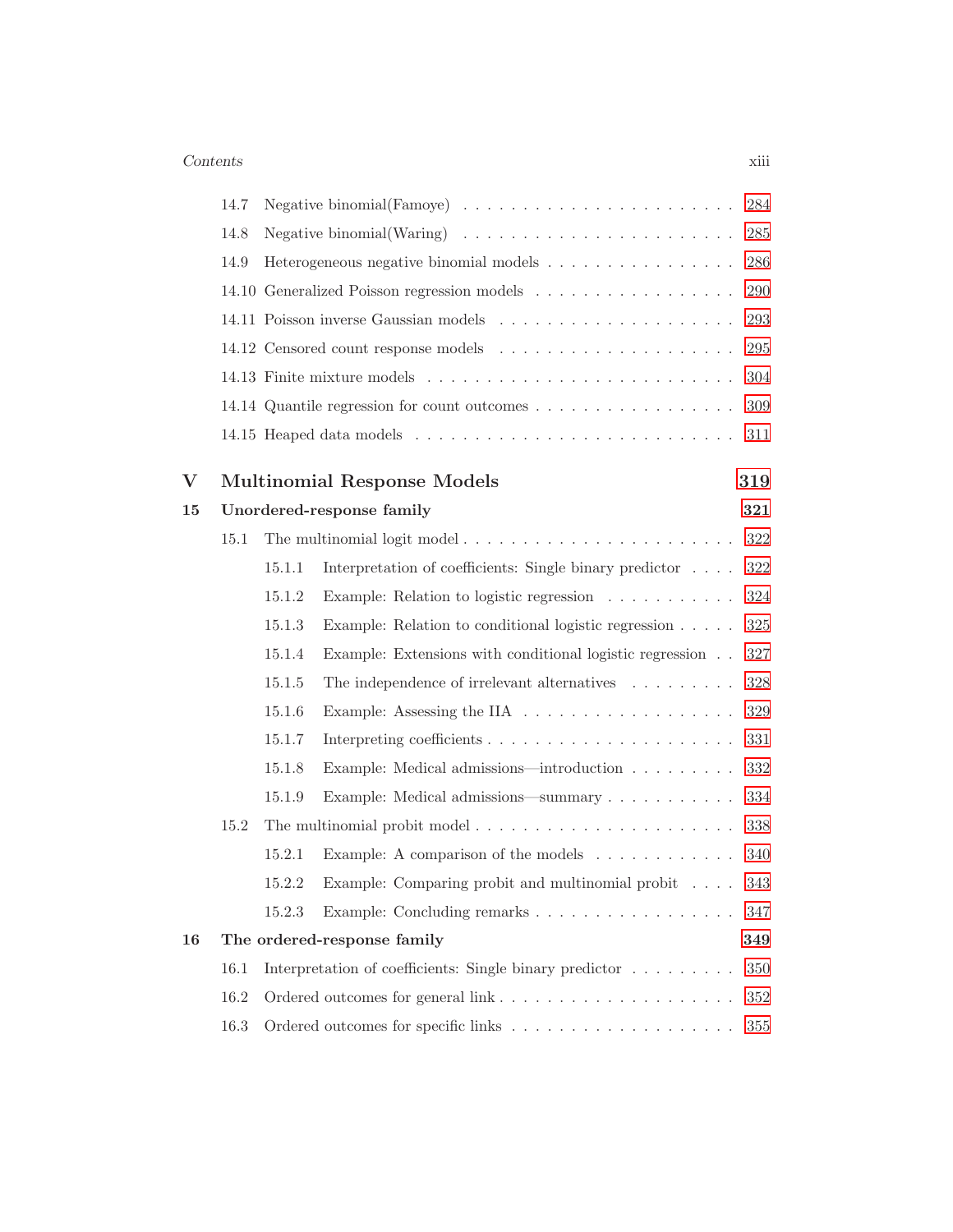14.7 Negative binomial(Famoye) . . . . . . . . . . . . . . . . . . . . . . . 284

14.8 Negative binomial(Waring) . . . . . . . . . . . . . . . . . . . . . . . 285

14.9 Heterogeneous negative binomial models . . . . . . . . . . . . . . . . 286

14.10 Generalized Poisson regression models . . . . . . . . . . . . . . . . . 290

14.11 Poisson inverse Gaussian models . . . . . . . . . . . . . . . . . . . . 293

14.12 Censored count response models . . . . . . . . . . . . . . . . . . . . 295

14.13 Finite mixture models . . . . . . . . . . . . . . . . . . . . . . . . . . 304

14.14 Quantile regression for count outcomes . . . . . . . . . . . . . . . . 309

14.15 Heaped data models . . . . . . . . . . . . . . . . . . . . . . . . . . . 311

**V Multinomial Response Models** **319**

**15 Unordered-response family** **321**

15.1 The multinomial logit model . . . . . . . . . . . . . . . . . . . . . . . 322

15.1.1 Interpretation of coefficients: Single binary predictor . . . . 322

15.1.2 Example: Relation to logistic regression . . . . . . . . . . . 324

15.1.3 Example: Relation to conditional logistic regression . . . . . 325

15.1.4 Example: Extensions with conditional logistic regression . . 327

15.1.5 The independence of irrelevant alternatives . . . . . . . . . 328

15.1.6 Example: Assessing the IIA . . . . . . . . . . . . . . . . . . 329

15.1.7 Interpreting coefficients . . . . . . . . . . . . . . . . . . . . . 331

15.1.8 Example: Medical admissions—introduction . . . . . . . . . 332

15.1.9 Example: Medical admissions—summary . . . . . . . . . . . 334

15.2 The multinomial probit model . . . . . . . . . . . . . . . . . . . . . . 338

15.2.1 Example: A comparison of the models . . . . . . . . . . . . 340

15.2.2 Example: Comparing probit and multinomial probit . . . . 343

15.2.3 Example: Concluding remarks . . . . . . . . . . . . . . . . . 347

**16 The ordered-response family** **349**

16.1 Interpretation of coefficients: Single binary predictor . . . . . . . . . 350

16.2 Ordered outcomes for general link . . . . . . . . . . . . . . . . . . . . 352

16.3 Ordered outcomes for specific links . . . . . . . . . . . . . . . . . . . 355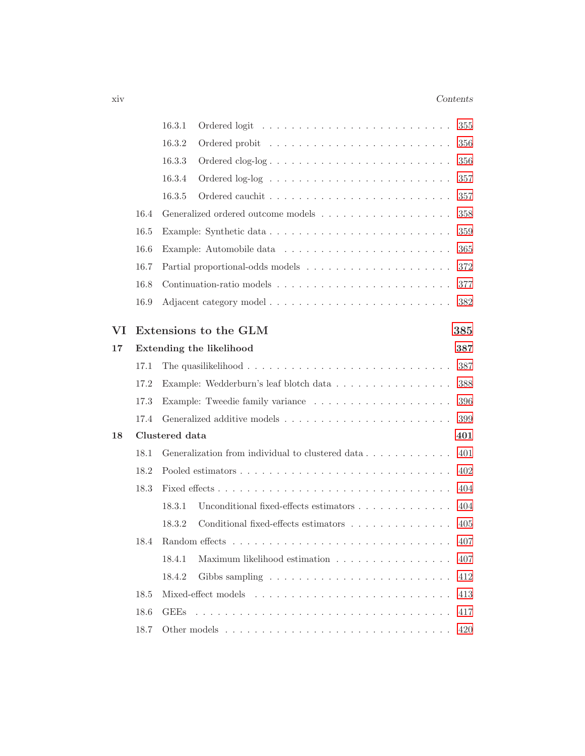16.3.1 Ordered logit . . . . . . . . . . . . . . . . . . . . . . . . 355

16.3.2 Ordered probit . . . . . . . . . . . . . . . . . . . . . . . . 356

16.3.3 Ordered clog-log . . . . . . . . . . . . . . . . . . . . . . . . 356

16.3.4 Ordered log-log . . . . . . . . . . . . . . . . . . . . . . . . 357

16.3.5 Ordered cauchit . . . . . . . . . . . . . . . . . . . . . . . . 357

16.4 Generalized ordered outcome models . . . . . . . . . . . . . . . . . 358

16.5 Example: Synthetic data . . . . . . . . . . . . . . . . . . . . . . . . 359

16.6 Example: Automobile data . . . . . . . . . . . . . . . . . . . . . . . 365

16.7 Partial proportional-odds models . . . . . . . . . . . . . . . . . . . 372

16.8 Continuation-ratio models . . . . . . . . . . . . . . . . . . . . . . . 377

16.9 Adjacent category model . . . . . . . . . . . . . . . . . . . . . . . . 382

# VI Extensions to the GLM 385

## 17 Extending the likelihood 387

17.1 The quasilikelihood . . . . . . . . . . . . . . . . . . . . . . . . . . . 387

17.2 Example: Wedderburn's leaf blotch data . . . . . . . . . . . . . . . . 388

17.3 Example: Tweedie family variance . . . . . . . . . . . . . . . . . . . 396

17.4 Generalized additive models . . . . . . . . . . . . . . . . . . . . . . 399

## 18 Clustered data 401

18.1 Generalization from individual to clustered data . . . . . . . . . . . . 401

18.2 Pooled estimators . . . . . . . . . . . . . . . . . . . . . . . . . . . . 402

18.3 Fixed effects . . . . . . . . . . . . . . . . . . . . . . . . . . . . . . . 404

18.3.1 Unconditional fixed-effects estimators . . . . . . . . . . . . . 404

18.3.2 Conditional fixed-effects estimators . . . . . . . . . . . . . . 405

18.4 Random effects . . . . . . . . . . . . . . . . . . . . . . . . . . . . . 407

18.4.1 Maximum likelihood estimation . . . . . . . . . . . . . . . . 407

18.4.2 Gibbs sampling . . . . . . . . . . . . . . . . . . . . . . . . . 412

18.5 Mixed-effect models . . . . . . . . . . . . . . . . . . . . . . . . . . . 413

18.6 GEEs . . . . . . . . . . . . . . . . . . . . . . . . . . . . . . . . . . . 417

18.7 Other models . . . . . . . . . . . . . . . . . . . . . . . . . . . . . . . 420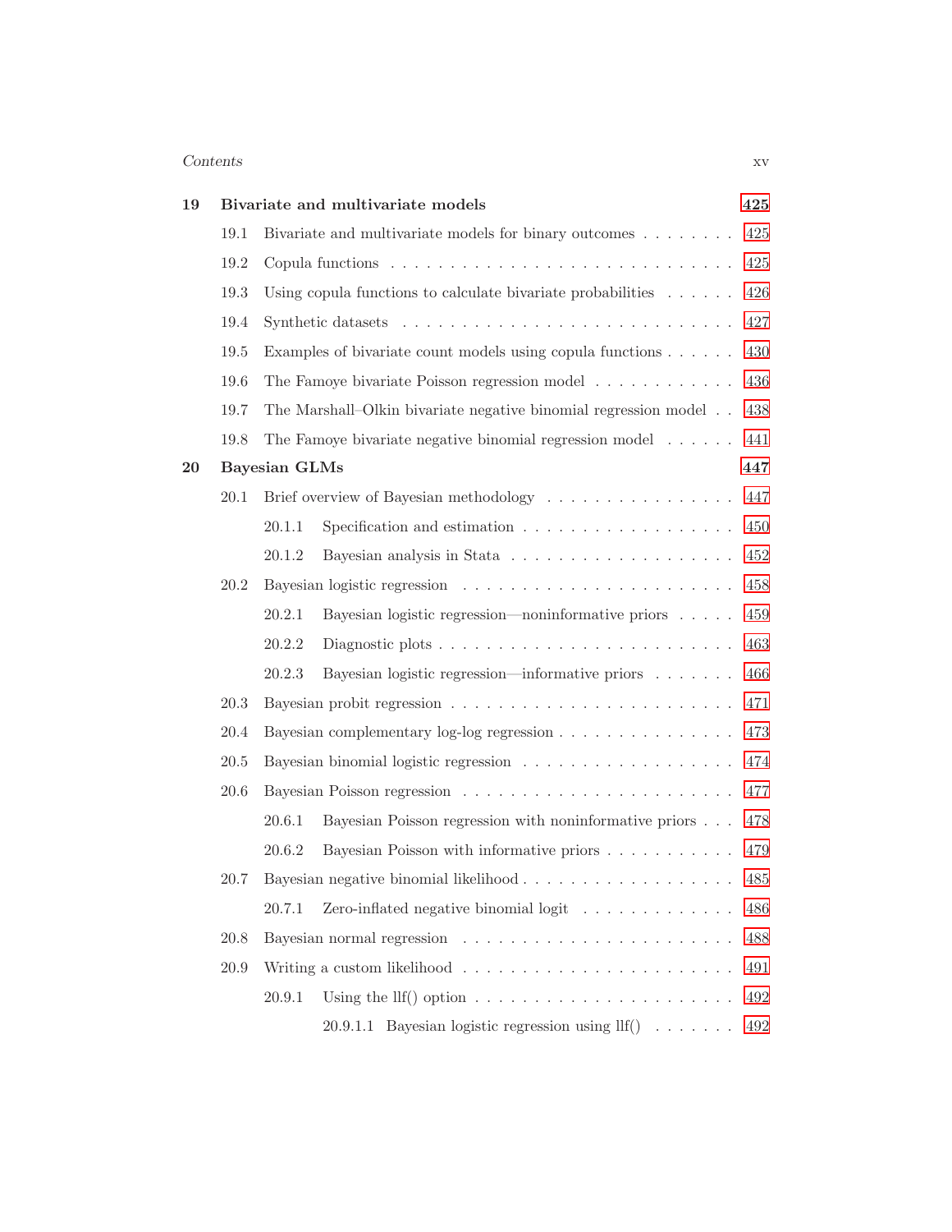| | | |
|---|---|---|
| **19** | **Bivariate and multivariate models** | **425** |
| 19.1 | Bivariate and multivariate models for binary outcomes | 425 |
| 19.2 | Copula functions | 425 |
| 19.3 | Using copula functions to calculate bivariate probabilities | 426 |
| 19.4 | Synthetic datasets | 427 |
| 19.5 | Examples of bivariate count models using copula functions | 430 |
| 19.6 | The Famoye bivariate Poisson regression model | 436 |
| 19.7 | The Marshall–Olkin bivariate negative binomial regression model | 438 |
| 19.8 | The Famoye bivariate negative binomial regression model | 441 |
| **20** | **Bayesian GLMs** | **447** |
| 20.1 | Brief overview of Bayesian methodology | 447 |
| 20.1.1 | Specification and estimation | 450 |
| 20.1.2 | Bayesian analysis in Stata | 452 |
| 20.2 | Bayesian logistic regression | 458 |
| 20.2.1 | Bayesian logistic regression—noninformative priors | 459 |
| 20.2.2 | Diagnostic plots | 463 |
| 20.2.3 | Bayesian logistic regression—informative priors | 466 |
| 20.3 | Bayesian probit regression | 471 |
| 20.4 | Bayesian complementary log-log regression | 473 |
| 20.5 | Bayesian binomial logistic regression | 474 |
| 20.6 | Bayesian Poisson regression | 477 |
| 20.6.1 | Bayesian Poisson regression with noninformative priors | 478 |
| 20.6.2 | Bayesian Poisson with informative priors | 479 |
| 20.7 | Bayesian negative binomial likelihood | 485 |
| 20.7.1 | Zero-inflated negative binomial logit | 486 |
| 20.8 | Bayesian normal regression | 488 |
| 20.9 | Writing a custom likelihood | 491 |
| 20.9.1 | Using the llf() option | 492 |
| 20.9.1.1 | Bayesian logistic regression using llf() | 492 |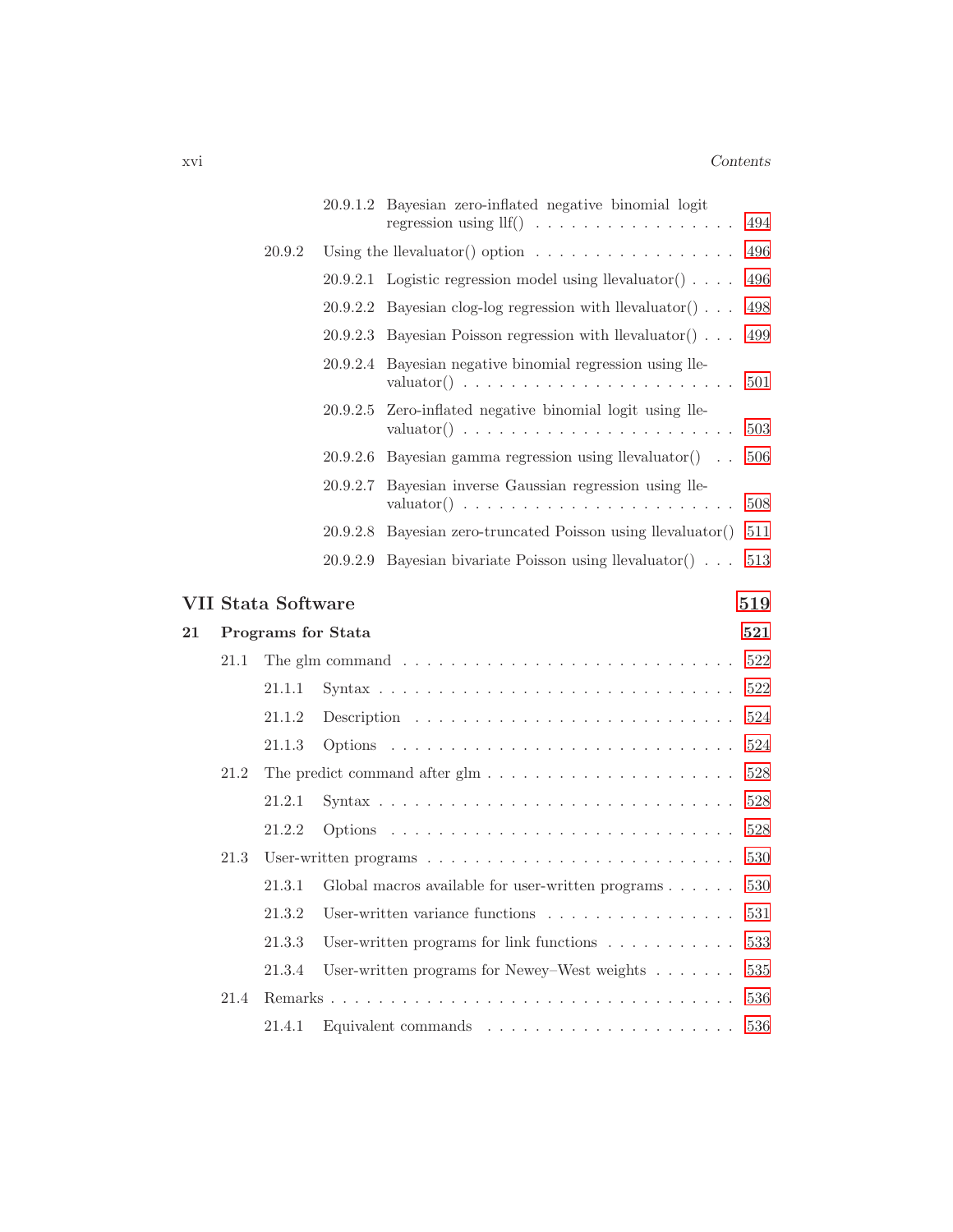20.9.1.2 Bayesian zero-inflated negative binomial logit regression using llf() . . . . . . . . . . . . . . . . . 494

20.9.2 Using the llevaluator() option . . . . . . . . . . . . . . . . . 496

20.9.2.1 Logistic regression model using llevaluator() . . . . 496

20.9.2.2 Bayesian clog-log regression with llevaluator() . . . 498

20.9.2.3 Bayesian Poisson regression with llevaluator() . . . 499

20.9.2.4 Bayesian negative binomial regression using llevaluator() . . . . . . . . . . . . . . . . . . . . . . 501

20.9.2.5 Zero-inflated negative binomial logit using llevaluator() . . . . . . . . . . . . . . . . . . . . . . 503

20.9.2.6 Bayesian gamma regression using llevaluator() . . 506

20.9.2.7 Bayesian inverse Gaussian regression using llevaluator() . . . . . . . . . . . . . . . . . . . . . . 508

20.9.2.8 Bayesian zero-truncated Poisson using llevaluator() 511

20.9.2.9 Bayesian bivariate Poisson using llevaluator() . . . 513

**VII Stata Software** **519**

**21 Programs for Stata** **521**

21.1 The glm command . . . . . . . . . . . . . . . . . . . . . . . . . . 522

21.1.1 Syntax . . . . . . . . . . . . . . . . . . . . . . . . . . 522

21.1.2 Description . . . . . . . . . . . . . . . . . . . . . . . . 524

21.1.3 Options . . . . . . . . . . . . . . . . . . . . . . . . . . 524

21.2 The predict command after glm . . . . . . . . . . . . . . . . . . . . 528

21.2.1 Syntax . . . . . . . . . . . . . . . . . . . . . . . . . . 528

21.2.2 Options . . . . . . . . . . . . . . . . . . . . . . . . . . 528

21.3 User-written programs . . . . . . . . . . . . . . . . . . . . . . . . 530

21.3.1 Global macros available for user-written programs . . . . . . 530

21.3.2 User-written variance functions . . . . . . . . . . . . . . . . 531

21.3.3 User-written programs for link functions . . . . . . . . . . . 533

21.3.4 User-written programs for Newey–West weights . . . . . . . 535

21.4 Remarks . . . . . . . . . . . . . . . . . . . . . . . . . . . . . . . 536

21.4.1 Equivalent commands . . . . . . . . . . . . . . . . . . . . 536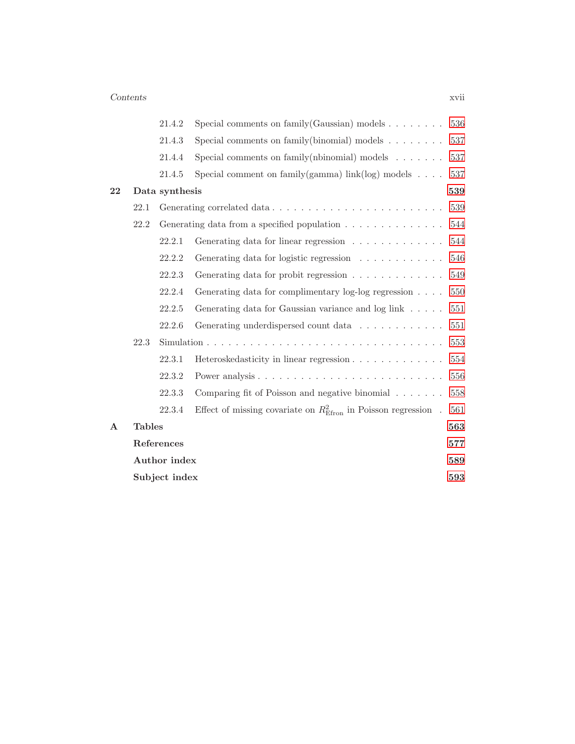- 21.4.2 Special comments on family(Gaussian) models . . . . . . . . 536
- 21.4.3 Special comments on family(binomial) models . . . . . . . . 537
- 21.4.4 Special comments on family(nbinomial) models . . . . . . . 537
- 21.4.5 Special comment on family(gamma) link(log) models . . . . 537

**22 Data synthesis** **539**

- 22.1 Generating correlated data . . . . . . . . . . . . . . . . . . . . . . . . 539
- 22.2 Generating data from a specified population . . . . . . . . . . . . . . 544
  - 22.2.1 Generating data for linear regression . . . . . . . . . . . . . 544
  - 22.2.2 Generating data for logistic regression . . . . . . . . . . . . 546
  - 22.2.3 Generating data for probit regression . . . . . . . . . . . . . 549
  - 22.2.4 Generating data for complimentary log-log regression . . . . 550
  - 22.2.5 Generating data for Gaussian variance and log link . . . . . 551
  - 22.2.6 Generating underdispersed count data . . . . . . . . . . . . 551
- 22.3 Simulation . . . . . . . . . . . . . . . . . . . . . . . . . . . . . . . . . 553
  - 22.3.1 Heteroskedasticity in linear regression . . . . . . . . . . . . . 554
  - 22.3.2 Power analysis . . . . . . . . . . . . . . . . . . . . . . . . . 556
  - 22.3.3 Comparing fit of Poisson and negative binomial . . . . . . . 558
  - 22.3.4 Effect of missing covariate on $R^2_{\text{Efron}}$ in Poisson regression . 561

**A Tables** **563**

**References** **577**

**Author index** **589**

**Subject index** **593**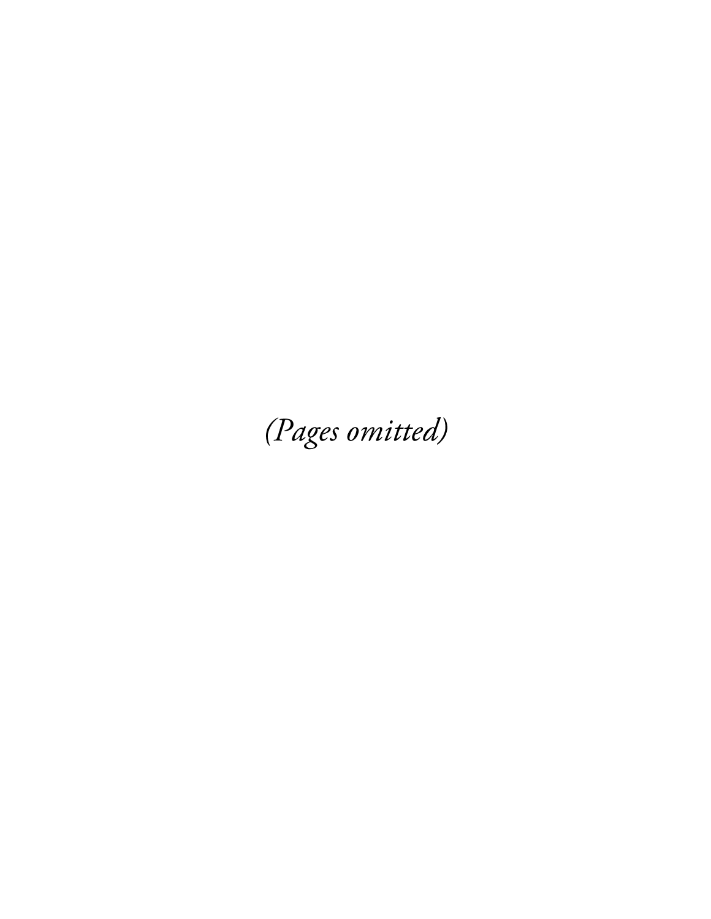*(Pages omitted)*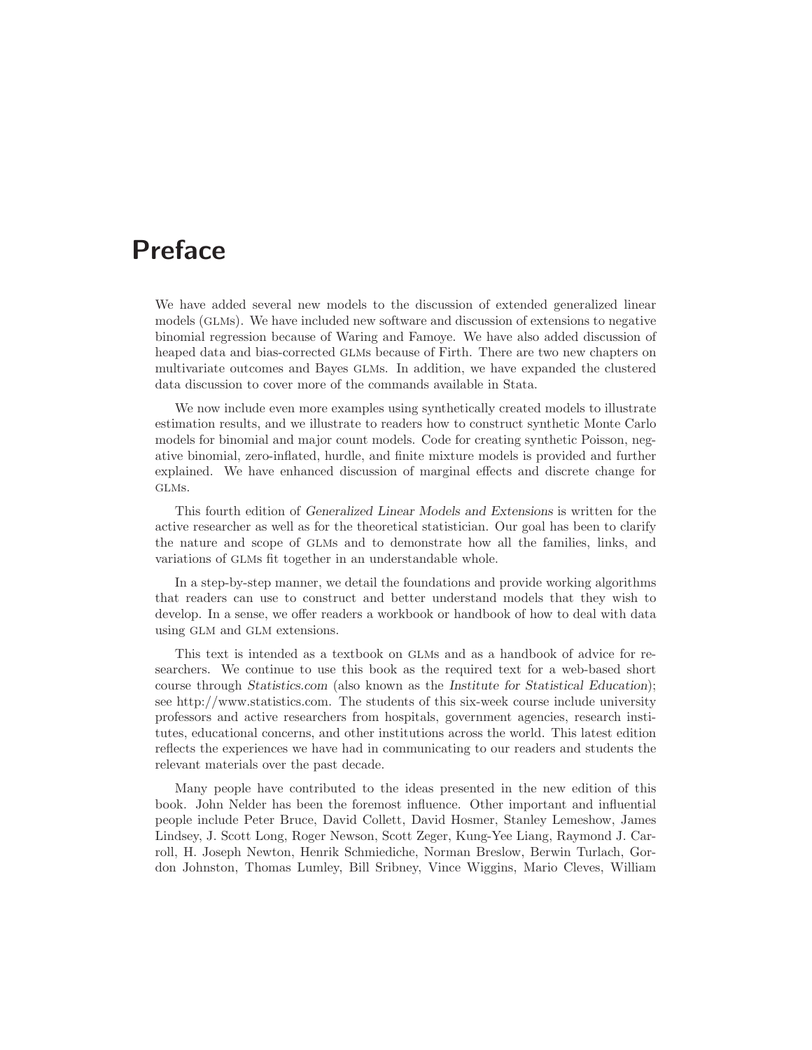# Preface

We have added several new models to the discussion of extended generalized linear models (GLMs). We have included new software and discussion of extensions to negative binomial regression because of Waring and Famoye. We have also added discussion of heaped data and bias-corrected GLMs because of Firth. There are two new chapters on multivariate outcomes and Bayes GLMs. In addition, we have expanded the clustered data discussion to cover more of the commands available in Stata.

We now include even more examples using synthetically created models to illustrate estimation results, and we illustrate to readers how to construct synthetic Monte Carlo models for binomial and major count models. Code for creating synthetic Poisson, negative binomial, zero-inflated, hurdle, and finite mixture models is provided and further explained. We have enhanced discussion of marginal effects and discrete change for GLMs.

This fourth edition of *Generalized Linear Models and Extensions* is written for the active researcher as well as for the theoretical statistician. Our goal has been to clarify the nature and scope of GLMs and to demonstrate how all the families, links, and variations of GLMs fit together in an understandable whole.

In a step-by-step manner, we detail the foundations and provide working algorithms that readers can use to construct and better understand models that they wish to develop. In a sense, we offer readers a workbook or handbook of how to deal with data using GLM and GLM extensions.

This text is intended as a textbook on GLMs and as a handbook of advice for researchers. We continue to use this book as the required text for a web-based short course through *Statistics.com* (also known as the *Institute for Statistical Education*); see http://www.statistics.com. The students of this six-week course include university professors and active researchers from hospitals, government agencies, research institutes, educational concerns, and other institutions across the world. This latest edition reflects the experiences we have had in communicating to our readers and students the relevant materials over the past decade.

Many people have contributed to the ideas presented in the new edition of this book. John Nelder has been the foremost influence. Other important and influential people include Peter Bruce, David Collett, David Hosmer, Stanley Lemeshow, James Lindsey, J. Scott Long, Roger Newson, Scott Zeger, Kung-Yee Liang, Raymond J. Carroll, H. Joseph Newton, Henrik Schmiediche, Norman Breslow, Berwin Turlach, Gordon Johnston, Thomas Lumley, Bill Sribney, Vince Wiggins, Mario Cleves, William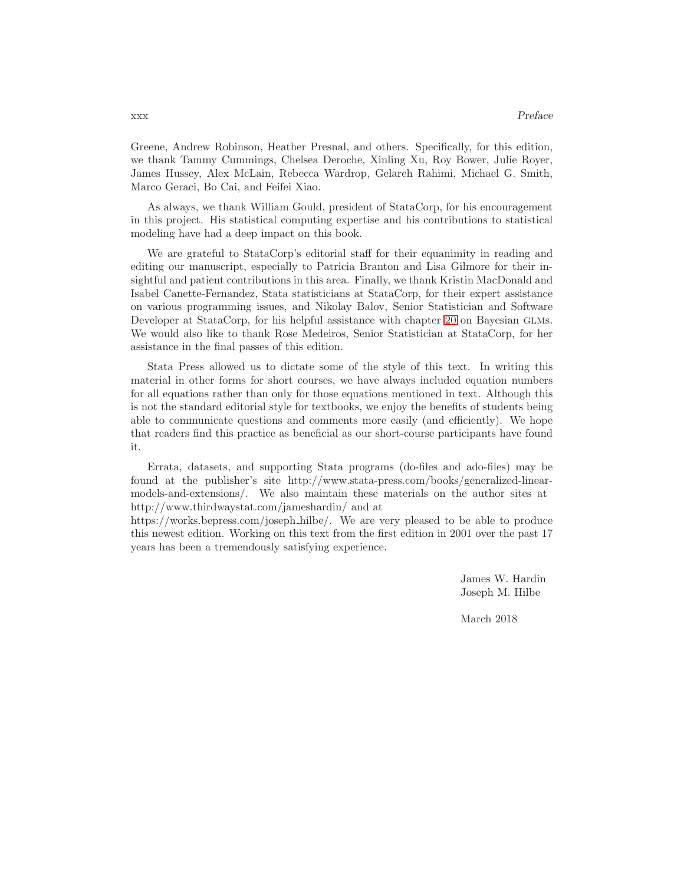Greene, Andrew Robinson, Heather Presnal, and others. Specifically, for this edition, we thank Tammy Cummings, Chelsea Deroche, Xinling Xu, Roy Bower, Julie Royer, James Hussey, Alex McLain, Rebecca Wardrop, Gelareh Rahimi, Michael G. Smith, Marco Geraci, Bo Cai, and Feifei Xiao.

As always, we thank William Gould, president of StataCorp, for his encouragement in this project. His statistical computing expertise and his contributions to statistical modeling have had a deep impact on this book.

We are grateful to StataCorp's editorial staff for their equanimity in reading and editing our manuscript, especially to Patricia Branton and Lisa Gilmore for their insightful and patient contributions in this area. Finally, we thank Kristin MacDonald and Isabel Canette-Fernandez, Stata statisticians at StataCorp, for their expert assistance on various programming issues, and Nikolay Balov, Senior Statistician and Software Developer at StataCorp, for his helpful assistance with chapter 20 on Bayesian GLMs. We would also like to thank Rose Medeiros, Senior Statistician at StataCorp, for her assistance in the final passes of this edition.

Stata Press allowed us to dictate some of the style of this text. In writing this material in other forms for short courses, we have always included equation numbers for all equations rather than only for those equations mentioned in text. Although this is not the standard editorial style for textbooks, we enjoy the benefits of students being able to communicate questions and comments more easily (and efficiently). We hope that readers find this practice as beneficial as our short-course participants have found it.

Errata, datasets, and supporting Stata programs (do-files and ado-files) may be found at the publisher's site http://www.stata-press.com/books/generalized-linear-models-and-extensions/. We also maintain these materials on the author sites at http://www.thirdwaystat.com/jameshardin/ and at https://works.bepress.com/joseph_hilbe/. We are very pleased to be able to produce this newest edition. Working on this text from the first edition in 2001 over the past 17 years has been a tremendously satisfying experience.

James W. Hardin
Joseph M. Hilbe

March 2018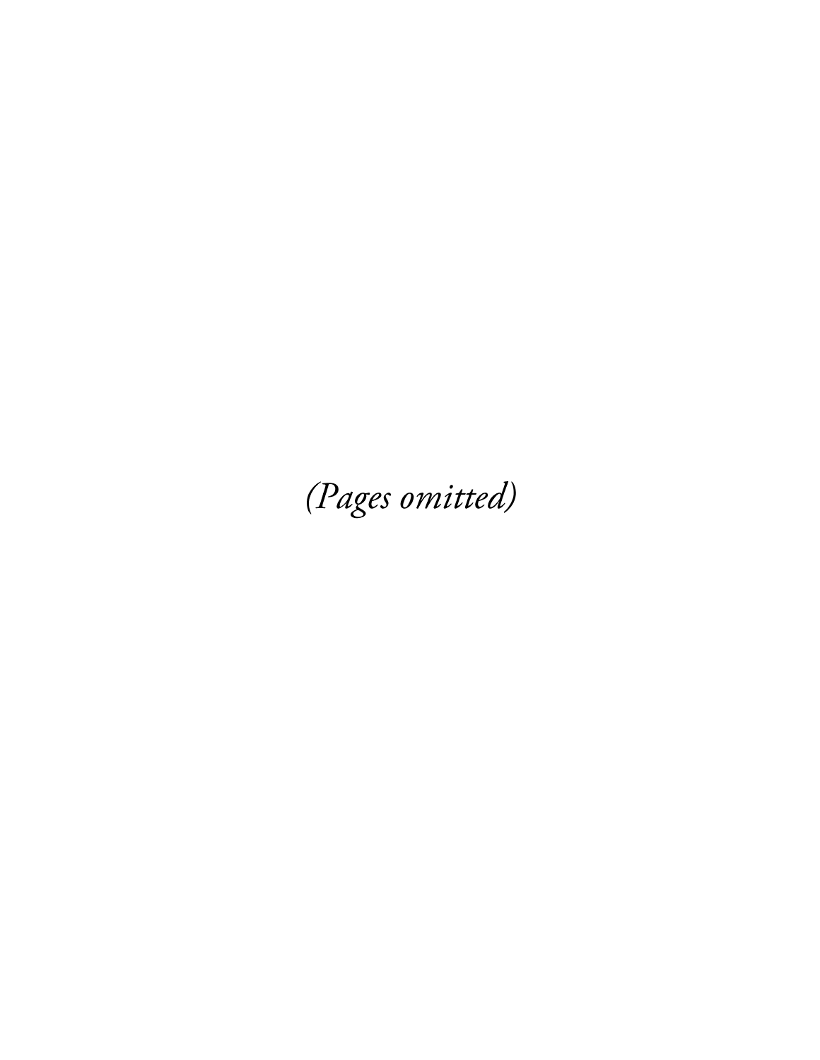*(Pages omitted)*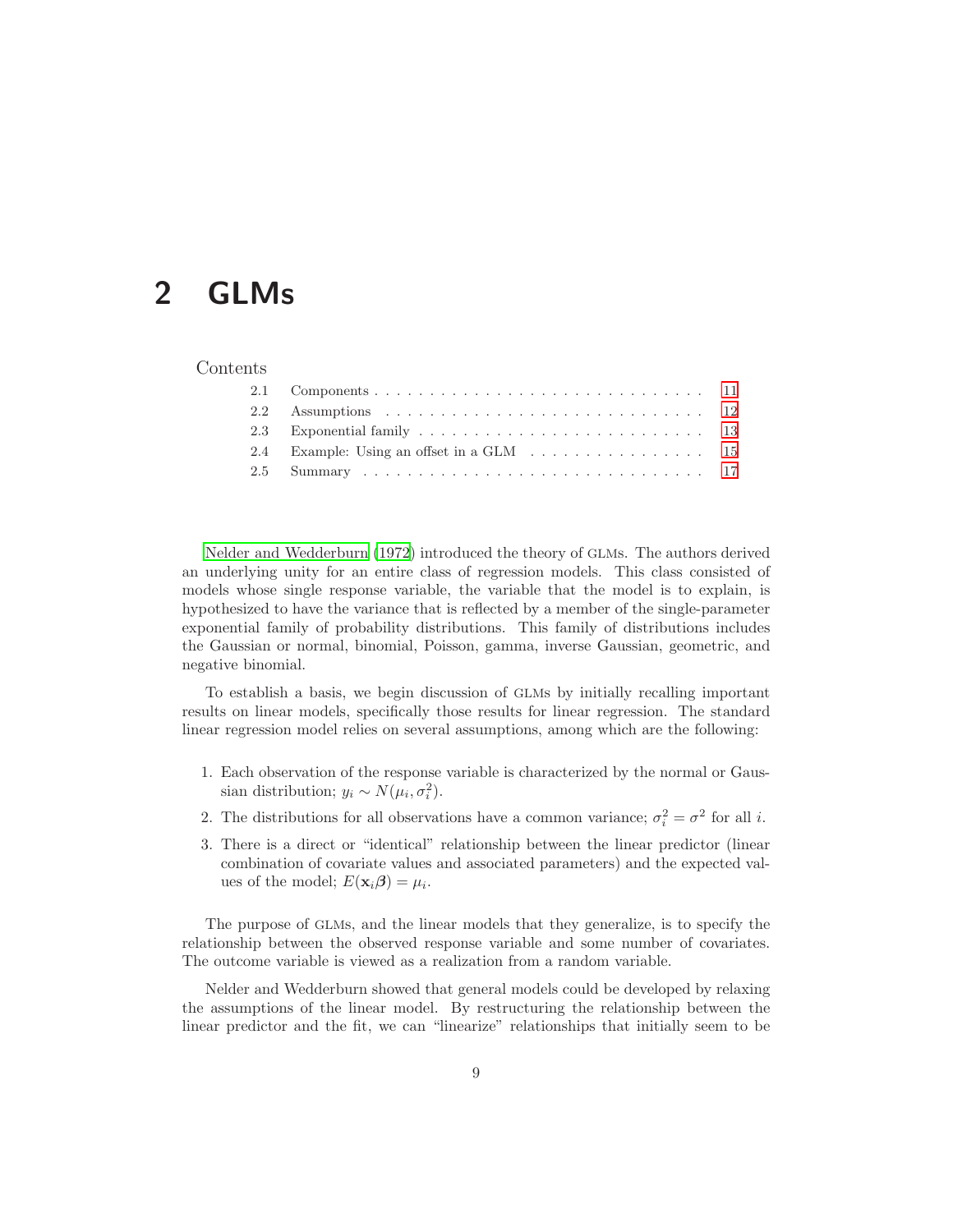# 2 GLMs

Contents

| | | |
|---|---|---|
| 2.1 | Components | 11 |
| 2.2 | Assumptions | 12 |
| 2.3 | Exponential family | 13 |
| 2.4 | Example: Using an offset in a GLM | 15 |
| 2.5 | Summary | 17 |

Nelder and Wedderburn (1972) introduced the theory of GLMs. The authors derived an underlying unity for an entire class of regression models. This class consisted of models whose single response variable, the variable that the model is to explain, is hypothesized to have the variance that is reflected by a member of the single-parameter exponential family of probability distributions. This family of distributions includes the Gaussian or normal, binomial, Poisson, gamma, inverse Gaussian, geometric, and negative binomial.

To establish a basis, we begin discussion of GLMs by initially recalling important results on linear models, specifically those results for linear regression. The standard linear regression model relies on several assumptions, among which are the following:

1. Each observation of the response variable is characterized by the normal or Gaussian distribution; $y_i \sim N(\mu_i, \sigma_i^2)$.
2. The distributions for all observations have a common variance; $\sigma_i^2 = \sigma^2$ for all $i$.
3. There is a direct or "identical" relationship between the linear predictor (linear combination of covariate values and associated parameters) and the expected values of the model; $E(\mathbf{x}_i\boldsymbol{\beta}) = \mu_i$.

The purpose of GLMs, and the linear models that they generalize, is to specify the relationship between the observed response variable and some number of covariates. The outcome variable is viewed as a realization from a random variable.

Nelder and Wedderburn showed that general models could be developed by relaxing the assumptions of the linear model. By restructuring the relationship between the linear predictor and the fit, we can "linearize" relationships that initially seem to be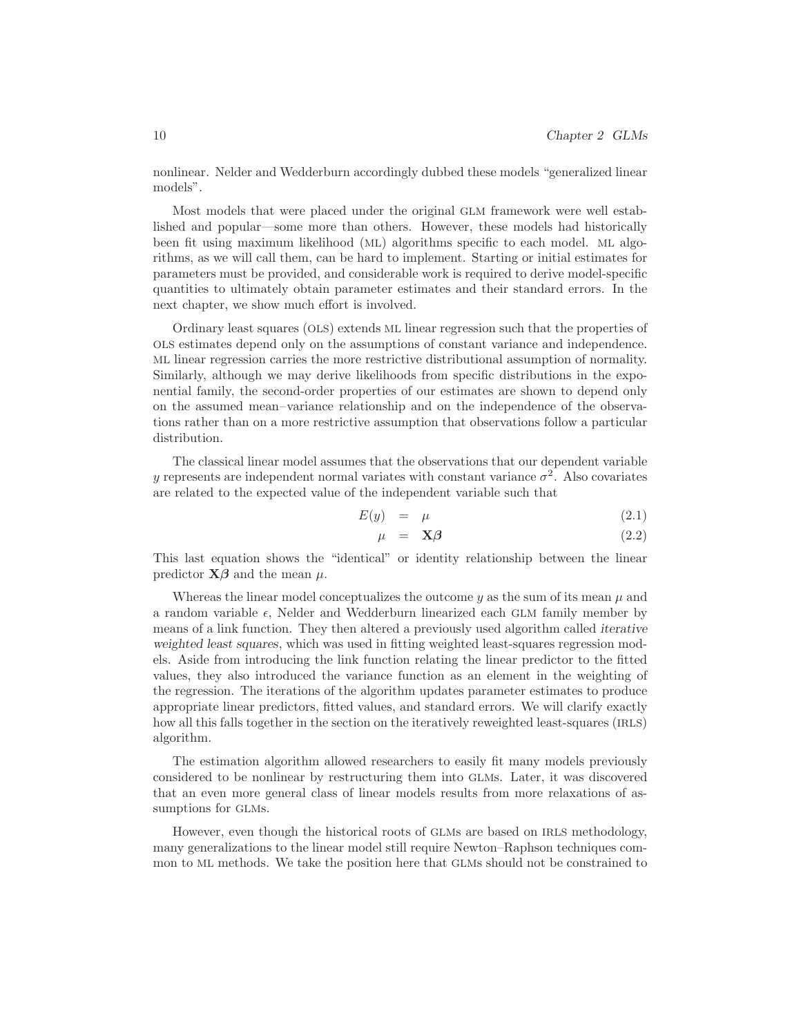nonlinear. Nelder and Wedderburn accordingly dubbed these models "generalized linear models".

Most models that were placed under the original GLM framework were well established and popular—some more than others. However, these models had historically been fit using maximum likelihood (ML) algorithms specific to each model. ML algorithms, as we will call them, can be hard to implement. Starting or initial estimates for parameters must be provided, and considerable work is required to derive model-specific quantities to ultimately obtain parameter estimates and their standard errors. In the next chapter, we show much effort is involved.

Ordinary least squares (OLS) extends ML linear regression such that the properties of OLS estimates depend only on the assumptions of constant variance and independence. ML linear regression carries the more restrictive distributional assumption of normality. Similarly, although we may derive likelihoods from specific distributions in the exponential family, the second-order properties of our estimates are shown to depend only on the assumed mean–variance relationship and on the independence of the observations rather than on a more restrictive assumption that observations follow a particular distribution.

The classical linear model assumes that the observations that our dependent variable $y$ represents are independent normal variates with constant variance $\sigma^2$. Also covariates are related to the expected value of the independent variable such that

$$E(y) = \mu \tag{2.1}$$

$$\mu = \mathbf{X}\boldsymbol{\beta} \tag{2.2}$$

This last equation shows the "identical" or identity relationship between the linear predictor $\mathbf{X}\boldsymbol{\beta}$ and the mean $\mu$.

Whereas the linear model conceptualizes the outcome $y$ as the sum of its mean $\mu$ and a random variable $\epsilon$, Nelder and Wedderburn linearized each GLM family member by means of a link function. They then altered a previously used algorithm called *iterative weighted least squares*, which was used in fitting weighted least-squares regression models. Aside from introducing the link function relating the linear predictor to the fitted values, they also introduced the variance function as an element in the weighting of the regression. The iterations of the algorithm updates parameter estimates to produce appropriate linear predictors, fitted values, and standard errors. We will clarify exactly how all this falls together in the section on the iteratively reweighted least-squares (IRLS) algorithm.

The estimation algorithm allowed researchers to easily fit many models previously considered to be nonlinear by restructuring them into GLMs. Later, it was discovered that an even more general class of linear models results from more relaxations of assumptions for GLMs.

However, even though the historical roots of GLMs are based on IRLS methodology, many generalizations to the linear model still require Newton–Raphson techniques common to ML methods. We take the position here that GLMs should not be constrained to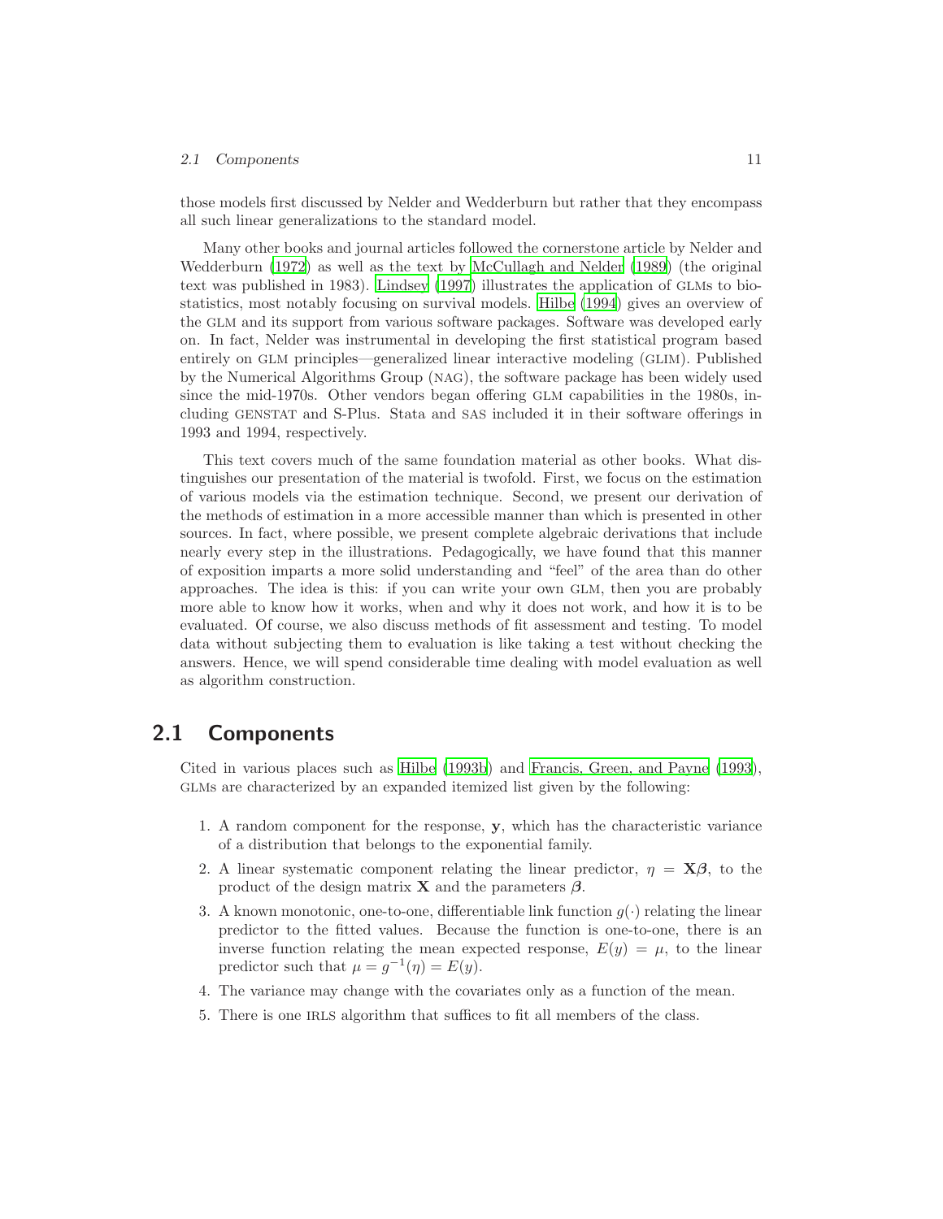those models first discussed by Nelder and Wedderburn but rather that they encompass all such linear generalizations to the standard model.

Many other books and journal articles followed the cornerstone article by Nelder and Wedderburn (1972) as well as the text by McCullagh and Nelder (1989) (the original text was published in 1983). Lindsey (1997) illustrates the application of GLMs to biostatistics, most notably focusing on survival models. Hilbe (1994) gives an overview of the GLM and its support from various software packages. Software was developed early on. In fact, Nelder was instrumental in developing the first statistical program based entirely on GLM principles—generalized linear interactive modeling (GLIM). Published by the Numerical Algorithms Group (NAG), the software package has been widely used since the mid-1970s. Other vendors began offering GLM capabilities in the 1980s, including GENSTAT and S-Plus. Stata and SAS included it in their software offerings in 1993 and 1994, respectively.

This text covers much of the same foundation material as other books. What distinguishes our presentation of the material is twofold. First, we focus on the estimation of various models via the estimation technique. Second, we present our derivation of the methods of estimation in a more accessible manner than which is presented in other sources. In fact, where possible, we present complete algebraic derivations that include nearly every step in the illustrations. Pedagogically, we have found that this manner of exposition imparts a more solid understanding and "feel" of the area than do other approaches. The idea is this: if you can write your own GLM, then you are probably more able to know how it works, when and why it does not work, and how it is to be evaluated. Of course, we also discuss methods of fit assessment and testing. To model data without subjecting them to evaluation is like taking a test without checking the answers. Hence, we will spend considerable time dealing with model evaluation as well as algorithm construction.

## 2.1 Components

Cited in various places such as Hilbe (1993b) and Francis, Green, and Payne (1993), GLMs are characterized by an expanded itemized list given by the following:

1. A random component for the response, $\mathbf{y}$, which has the characteristic variance of a distribution that belongs to the exponential family.
2. A linear systematic component relating the linear predictor, $\eta = \mathbf{X}\boldsymbol{\beta}$, to the product of the design matrix $\mathbf{X}$ and the parameters $\boldsymbol{\beta}$.
3. A known monotonic, one-to-one, differentiable link function $g(\cdot)$ relating the linear predictor to the fitted values. Because the function is one-to-one, there is an inverse function relating the mean expected response, $E(y) = \mu$, to the linear predictor such that $\mu = g^{-1}(\eta) = E(y)$.
4. The variance may change with the covariates only as a function of the mean.
5. There is one IRLS algorithm that suffices to fit all members of the class.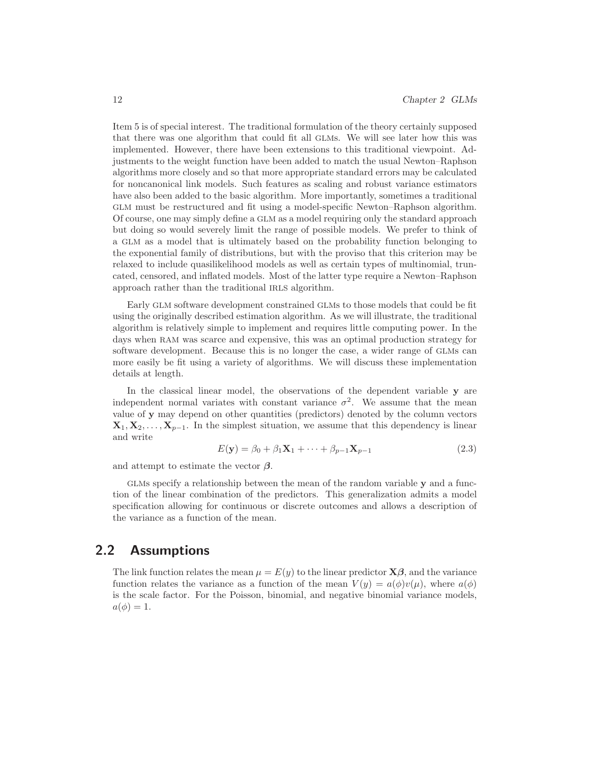Item 5 is of special interest. The traditional formulation of the theory certainly supposed that there was one algorithm that could fit all GLMs. We will see later how this was implemented. However, there have been extensions to this traditional viewpoint. Adjustments to the weight function have been added to match the usual Newton–Raphson algorithms more closely and so that more appropriate standard errors may be calculated for noncanonical link models. Such features as scaling and robust variance estimators have also been added to the basic algorithm. More importantly, sometimes a traditional GLM must be restructured and fit using a model-specific Newton–Raphson algorithm. Of course, one may simply define a GLM as a model requiring only the standard approach but doing so would severely limit the range of possible models. We prefer to think of a GLM as a model that is ultimately based on the probability function belonging to the exponential family of distributions, but with the proviso that this criterion may be relaxed to include quasilikelihood models as well as certain types of multinomial, truncated, censored, and inflated models. Most of the latter type require a Newton–Raphson approach rather than the traditional IRLS algorithm.

Early GLM software development constrained GLMs to those models that could be fit using the originally described estimation algorithm. As we will illustrate, the traditional algorithm is relatively simple to implement and requires little computing power. In the days when RAM was scarce and expensive, this was an optimal production strategy for software development. Because this is no longer the case, a wider range of GLMs can more easily be fit using a variety of algorithms. We will discuss these implementation details at length.

In the classical linear model, the observations of the dependent variable $\mathbf{y}$ are independent normal variates with constant variance $\sigma^2$. We assume that the mean value of $\mathbf{y}$ may depend on other quantities (predictors) denoted by the column vectors $\mathbf{X}_1, \mathbf{X}_2, \ldots, \mathbf{X}_{p-1}$. In the simplest situation, we assume that this dependency is linear and write

$$E(\mathbf{y}) = \beta_0 + \beta_1 \mathbf{X}_1 + \cdots + \beta_{p-1}\mathbf{X}_{p-1} \tag{2.3}$$

and attempt to estimate the vector $\boldsymbol{\beta}$.

GLMs specify a relationship between the mean of the random variable $\mathbf{y}$ and a function of the linear combination of the predictors. This generalization admits a model specification allowing for continuous or discrete outcomes and allows a description of the variance as a function of the mean.

## 2.2 Assumptions

The link function relates the mean $\mu = E(y)$ to the linear predictor $\mathbf{X}\boldsymbol{\beta}$, and the variance function relates the variance as a function of the mean $V(y) = a(\phi)v(\mu)$, where $a(\phi)$ is the scale factor. For the Poisson, binomial, and negative binomial variance models, $a(\phi) = 1$.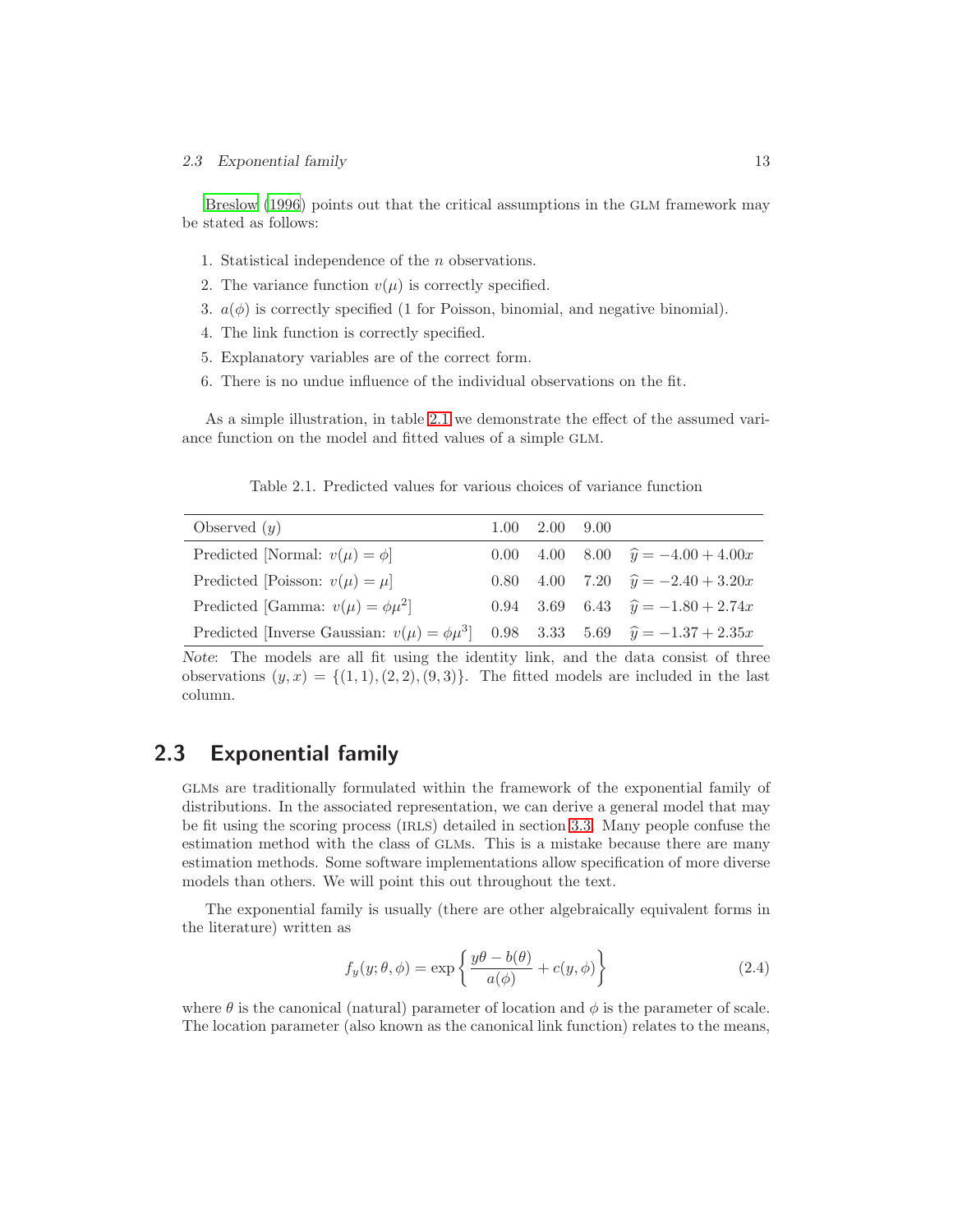Breslow (1996) points out that the critical assumptions in the GLM framework may be stated as follows:

1. Statistical independence of the $n$ observations.
2. The variance function $v(\mu)$ is correctly specified.
3. $a(\phi)$ is correctly specified (1 for Poisson, binomial, and negative binomial).
4. The link function is correctly specified.
5. Explanatory variables are of the correct form.
6. There is no undue influence of the individual observations on the fit.

As a simple illustration, in table 2.1 we demonstrate the effect of the assumed variance function on the model and fitted values of a simple GLM.

Table 2.1. Predicted values for various choices of variance function

| Observed ($y$) | 1.00 | 2.00 | 9.00 | |
|---|---|---|---|---|
| Predicted [Normal: $v(\mu) = \phi$] | 0.00 | 4.00 | 8.00 | $\widehat{y} = -4.00 + 4.00x$ |
| Predicted [Poisson: $v(\mu) = \mu$] | 0.80 | 4.00 | 7.20 | $\widehat{y} = -2.40 + 3.20x$ |
| Predicted [Gamma: $v(\mu) = \phi\mu^2$] | 0.94 | 3.69 | 6.43 | $\widehat{y} = -1.80 + 2.74x$ |
| Predicted [Inverse Gaussian: $v(\mu) = \phi\mu^3$] | 0.98 | 3.33 | 5.69 | $\widehat{y} = -1.37 + 2.35x$ |

*Note*: The models are all fit using the identity link, and the data consist of three observations $(y, x) = \{(1, 1), (2, 2), (9, 3)\}$. The fitted models are included in the last column.

## 2.3 Exponential family

GLMs are traditionally formulated within the framework of the exponential family of distributions. In the associated representation, we can derive a general model that may be fit using the scoring process (IRLS) detailed in section 3.3. Many people confuse the estimation method with the class of GLMs. This is a mistake because there are many estimation methods. Some software implementations allow specification of more diverse models than others. We will point this out throughout the text.

The exponential family is usually (there are other algebraically equivalent forms in the literature) written as

$$f_y(y; \theta, \phi) = \exp\left\{\frac{y\theta - b(\theta)}{a(\phi)} + c(y, \phi)\right\} \tag{2.4}$$

where $\theta$ is the canonical (natural) parameter of location and $\phi$ is the parameter of scale. The location parameter (also known as the canonical link function) relates to the means,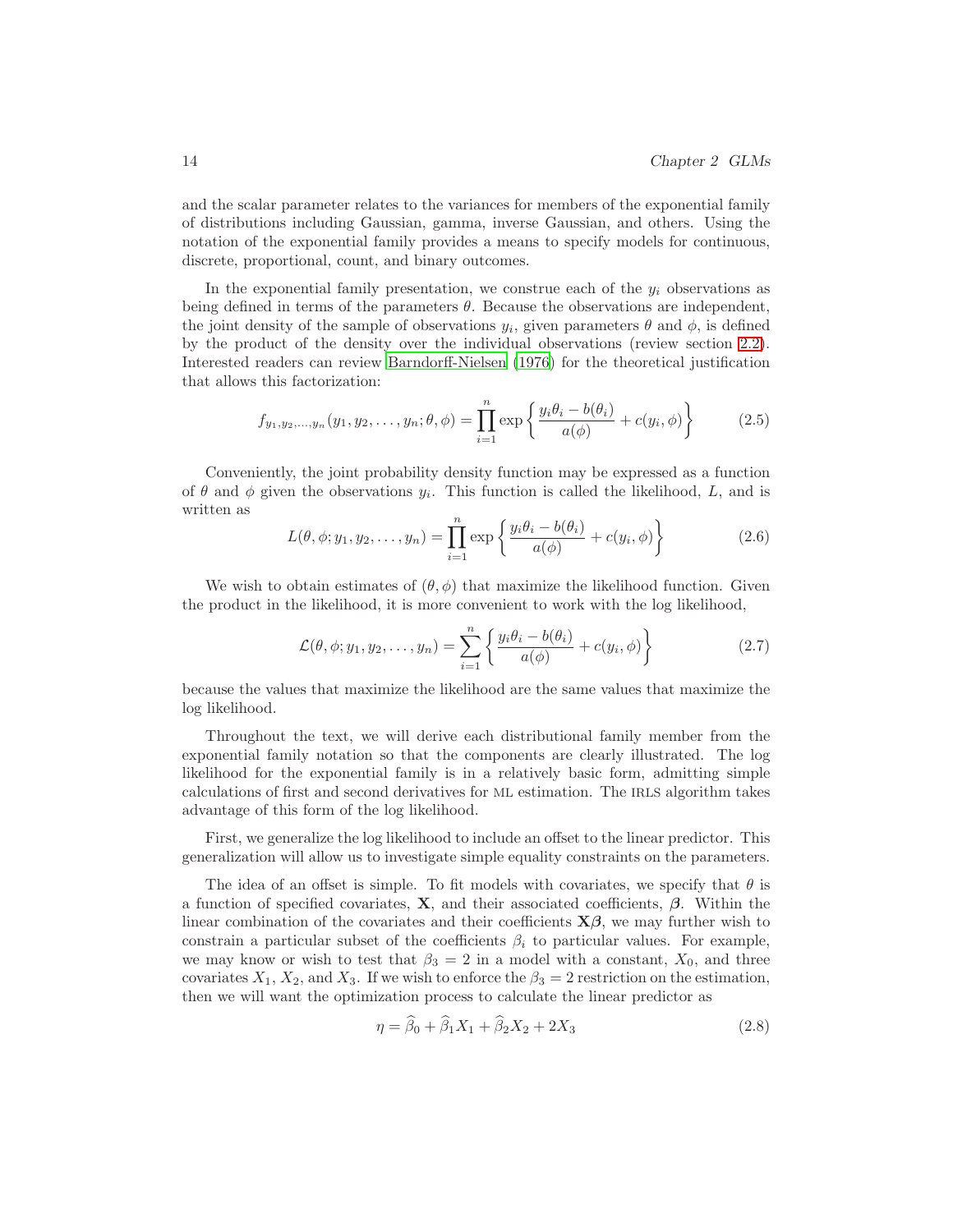and the scalar parameter relates to the variances for members of the exponential family of distributions including Gaussian, gamma, inverse Gaussian, and others. Using the notation of the exponential family provides a means to specify models for continuous, discrete, proportional, count, and binary outcomes.

In the exponential family presentation, we construe each of the $y_i$ observations as being defined in terms of the parameters $\theta$. Because the observations are independent, the joint density of the sample of observations $y_i$, given parameters $\theta$ and $\phi$, is defined by the product of the density over the individual observations (review section 2.2). Interested readers can review Barndorff-Nielsen (1976) for the theoretical justification that allows this factorization:

$$f_{y_1,y_2,\ldots,y_n}(y_1, y_2, \ldots, y_n; \theta, \phi) = \prod_{i=1}^{n} \exp\left\{\frac{y_i\theta_i - b(\theta_i)}{a(\phi)} + c(y_i, \phi)\right\} \tag{2.5}$$

Conveniently, the joint probability density function may be expressed as a function of $\theta$ and $\phi$ given the observations $y_i$. This function is called the likelihood, $L$, and is written as

$$L(\theta, \phi; y_1, y_2, \ldots, y_n) = \prod_{i=1}^{n} \exp\left\{\frac{y_i\theta_i - b(\theta_i)}{a(\phi)} + c(y_i, \phi)\right\} \tag{2.6}$$

We wish to obtain estimates of $(\theta, \phi)$ that maximize the likelihood function. Given the product in the likelihood, it is more convenient to work with the log likelihood,

$$\mathcal{L}(\theta, \phi; y_1, y_2, \ldots, y_n) = \sum_{i=1}^{n} \left\{\frac{y_i\theta_i - b(\theta_i)}{a(\phi)} + c(y_i, \phi)\right\} \tag{2.7}$$

because the values that maximize the likelihood are the same values that maximize the log likelihood.

Throughout the text, we will derive each distributional family member from the exponential family notation so that the components are clearly illustrated. The log likelihood for the exponential family is in a relatively basic form, admitting simple calculations of first and second derivatives for ML estimation. The IRLS algorithm takes advantage of this form of the log likelihood.

First, we generalize the log likelihood to include an offset to the linear predictor. This generalization will allow us to investigate simple equality constraints on the parameters.

The idea of an offset is simple. To fit models with covariates, we specify that $\theta$ is a function of specified covariates, $\mathbf{X}$, and their associated coefficients, $\boldsymbol{\beta}$. Within the linear combination of the covariates and their coefficients $\mathbf{X}\boldsymbol{\beta}$, we may further wish to constrain a particular subset of the coefficients $\beta_i$ to particular values. For example, we may know or wish to test that $\beta_3 = 2$ in a model with a constant, $X_0$, and three covariates $X_1$, $X_2$, and $X_3$. If we wish to enforce the $\beta_3 = 2$ restriction on the estimation, then we will want the optimization process to calculate the linear predictor as

$$\eta = \widehat{\beta}_0 + \widehat{\beta}_1 X_1 + \widehat{\beta}_2 X_2 + 2X_3 \tag{2.8}$$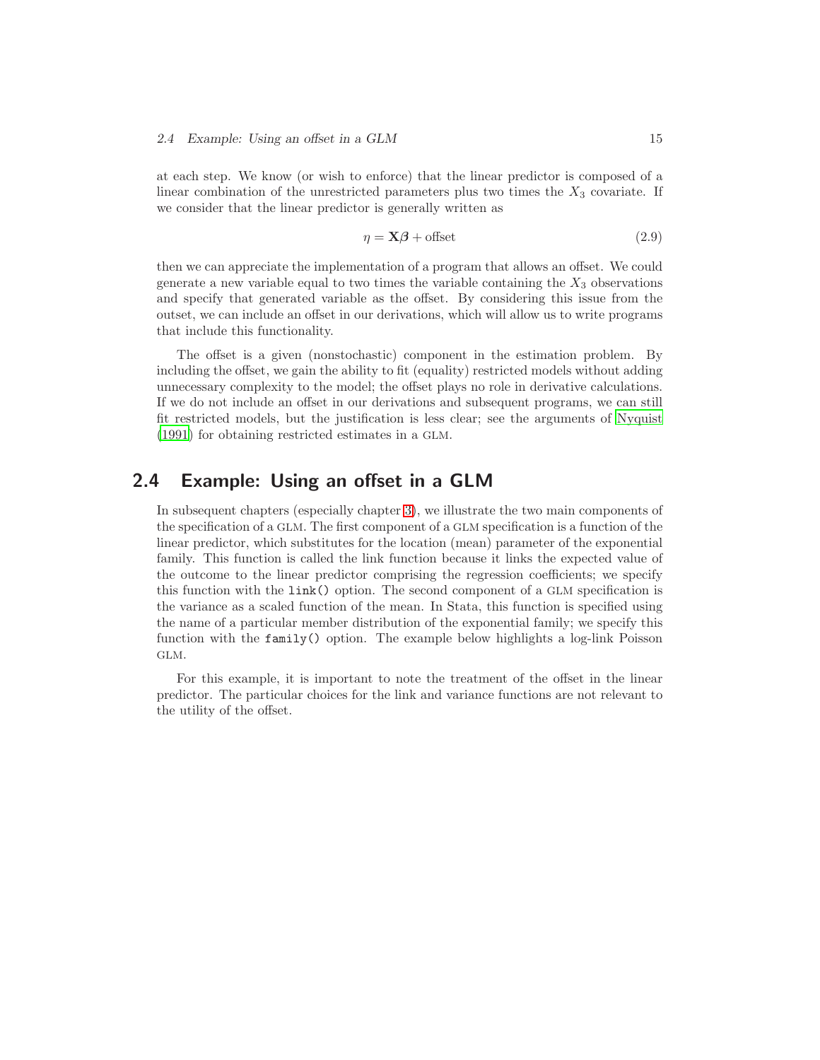at each step. We know (or wish to enforce) that the linear predictor is composed of a linear combination of the unrestricted parameters plus two times the $X_3$ covariate. If we consider that the linear predictor is generally written as

$$\eta = \mathbf{X}\boldsymbol{\beta} + \text{offset} \tag{2.9}$$

then we can appreciate the implementation of a program that allows an offset. We could generate a new variable equal to two times the variable containing the $X_3$ observations and specify that generated variable as the offset. By considering this issue from the outset, we can include an offset in our derivations, which will allow us to write programs that include this functionality.

The offset is a given (nonstochastic) component in the estimation problem. By including the offset, we gain the ability to fit (equality) restricted models without adding unnecessary complexity to the model; the offset plays no role in derivative calculations. If we do not include an offset in our derivations and subsequent programs, we can still fit restricted models, but the justification is less clear; see the arguments of Nyquist (1991) for obtaining restricted estimates in a GLM.

## 2.4 Example: Using an offset in a GLM

In subsequent chapters (especially chapter 3), we illustrate the two main components of the specification of a GLM. The first component of a GLM specification is a function of the linear predictor, which substitutes for the location (mean) parameter of the exponential family. This function is called the link function because it links the expected value of the outcome to the linear predictor comprising the regression coefficients; we specify this function with the `link()` option. The second component of a GLM specification is the variance as a scaled function of the mean. In Stata, this function is specified using the name of a particular member distribution of the exponential family; we specify this function with the `family()` option. The example below highlights a log-link Poisson GLM.

For this example, it is important to note the treatment of the offset in the linear predictor. The particular choices for the link and variance functions are not relevant to the utility of the offset.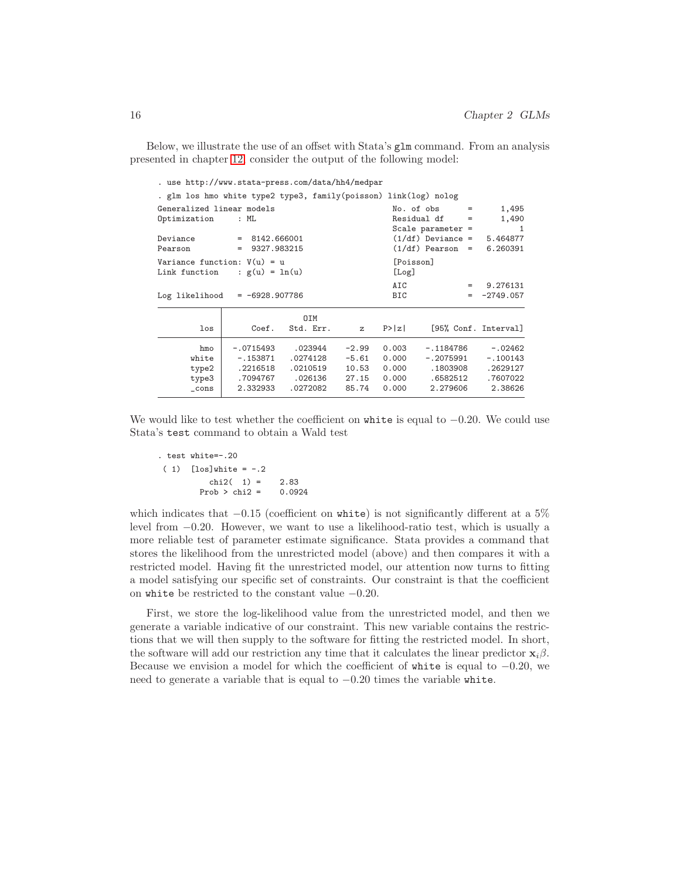Below, we illustrate the use of an offset with Stata's `glm` command. From an analysis presented in chapter 12, consider the output of the following model:

```
. use http://www.stata-press.com/data/hh4/medpar
. glm los hmo white type2 type3, family(poisson) link(log) nolog
Generalized linear models                         No. of obs      =      1,495
Optimization     : ML                             Residual df     =      1,490
                                                  Scale parameter =          1
Deviance         =  8142.666001                   (1/df) Deviance =   5.464877
Pearson          =  9327.983215                   (1/df) Pearson  =   6.260391
Variance function: V(u) = u                       [Poisson]
Link function    : g(u) = ln(u)                   [Log]
                                                  AIC             =   9.276131
Log likelihood   = -6928.907786                   BIC             =  -2749.057

------------------------------------------------------------------------------
             |                 OIM
         los |      Coef.   Std. Err.      z    P>|z|     [95% Conf. Interval]
-------------+----------------------------------------------------------------
         hmo |  -.0715493    .023944    -2.99   0.003    -.1184786     -.02462
       white |   -.153871   .0274128    -5.61   0.000    -.2075991    -.100143
       type2 |   .2216518   .0210519    10.53   0.000     .1803908    .2629127
       type3 |   .7094767    .026136    27.15   0.000     .6582512    .7607022
       _cons |   2.332933   .0272082    85.74   0.000     2.279606     2.38626
------------------------------------------------------------------------------
```

We would like to test whether the coefficient on `white` is equal to $-0.20$. We could use Stata's `test` command to obtain a Wald test

```
. test white=-.20
 ( 1)  [los]white = -.2
           chi2(  1) =    2.83
         Prob > chi2 =    0.0924
```

which indicates that $-0.15$ (coefficient on `white`) is not significantly different at a 5% level from $-0.20$. However, we want to use a likelihood-ratio test, which is usually a more reliable test of parameter estimate significance. Stata provides a command that stores the likelihood from the unrestricted model (above) and then compares it with a restricted model. Having fit the unrestricted model, our attention now turns to fitting a model satisfying our specific set of constraints. Our constraint is that the coefficient on `white` be restricted to the constant value $-0.20$.

First, we store the log-likelihood value from the unrestricted model, and then we generate a variable indicative of our constraint. This new variable contains the restrictions that we will then supply to the software for fitting the restricted model. In short, the software will add our restriction any time that it calculates the linear predictor $\mathbf{x}_i\beta$. Because we envision a model for which the coefficient of `white` is equal to $-0.20$, we need to generate a variable that is equal to $-0.20$ times the variable `white`.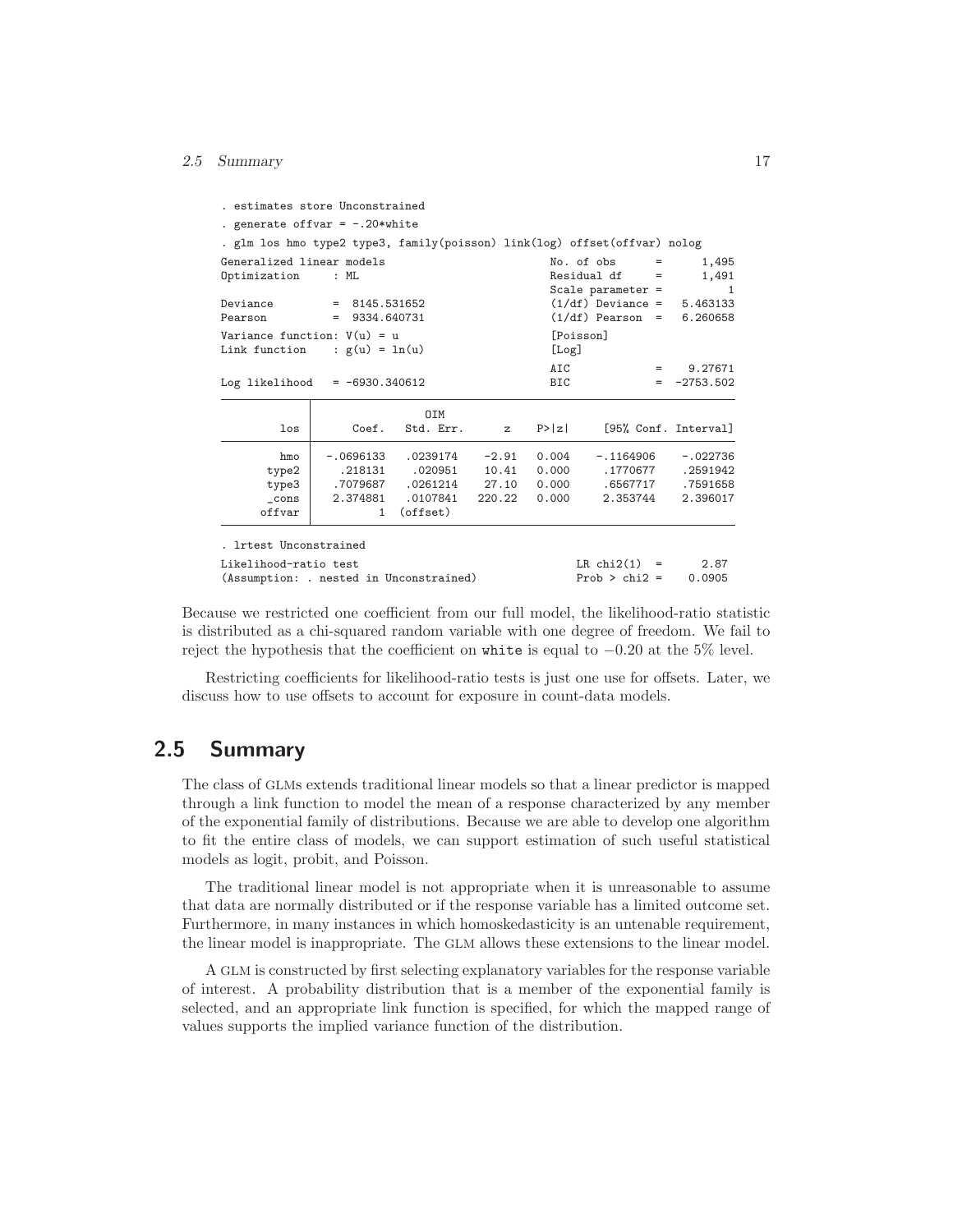```
. estimates store Unconstrained
. generate offvar = -.20*white
. glm los hmo type2 type3, family(poisson) link(log) offset(offvar) nolog
Generalized linear models                          No. of obs      =      1,495
Optimization     : ML                              Residual df     =      1,491
                                                   Scale parameter =          1
Deviance         =  8145.531652                    (1/df) Deviance =   5.463133
Pearson          =  9334.640731                    (1/df) Pearson  =   6.260658
Variance function: V(u) = u                        [Poisson]
Link function    : g(u) = ln(u)                    [Log]
                                                   AIC             =    9.27671
Log likelihood   = -6930.340612                    BIC             =  -2753.502

------------------------------------------------------------------------------
             |                 OIM
         los |      Coef.   Std. Err.      z    P>|z|     [95% Conf. Interval]
-------------+----------------------------------------------------------------
         hmo |  -.0696133   .0239174    -2.91   0.004    -.1164906    -.022736
       type2 |    .218131    .020951    10.41   0.000     .1770677    .2591942
       type3 |   .7079687   .0261214    27.10   0.000     .6567717    .7591658
       _cons |   2.374881   .0107841   220.22   0.000     2.353744    2.396017
      offvar |          1  (offset)
------------------------------------------------------------------------------

. lrtest Unconstrained
Likelihood-ratio test                                 LR chi2(1)  =      2.87
(Assumption: . nested in Unconstrained)               Prob > chi2 =    0.0905
```

Because we restricted one coefficient from our full model, the likelihood-ratio statistic is distributed as a chi-squared random variable with one degree of freedom. We fail to reject the hypothesis that the coefficient on `white` is equal to $-0.20$ at the 5% level.

Restricting coefficients for likelihood-ratio tests is just one use for offsets. Later, we discuss how to use offsets to account for exposure in count-data models.

## 2.5 Summary

The class of GLMs extends traditional linear models so that a linear predictor is mapped through a link function to model the mean of a response characterized by any member of the exponential family of distributions. Because we are able to develop one algorithm to fit the entire class of models, we can support estimation of such useful statistical models as logit, probit, and Poisson.

The traditional linear model is not appropriate when it is unreasonable to assume that data are normally distributed or if the response variable has a limited outcome set. Furthermore, in many instances in which homoskedasticity is an untenable requirement, the linear model is inappropriate. The GLM allows these extensions to the linear model.

A GLM is constructed by first selecting explanatory variables for the response variable of interest. A probability distribution that is a member of the exponential family is selected, and an appropriate link function is specified, for which the mapped range of values supports the implied variance function of the distribution.